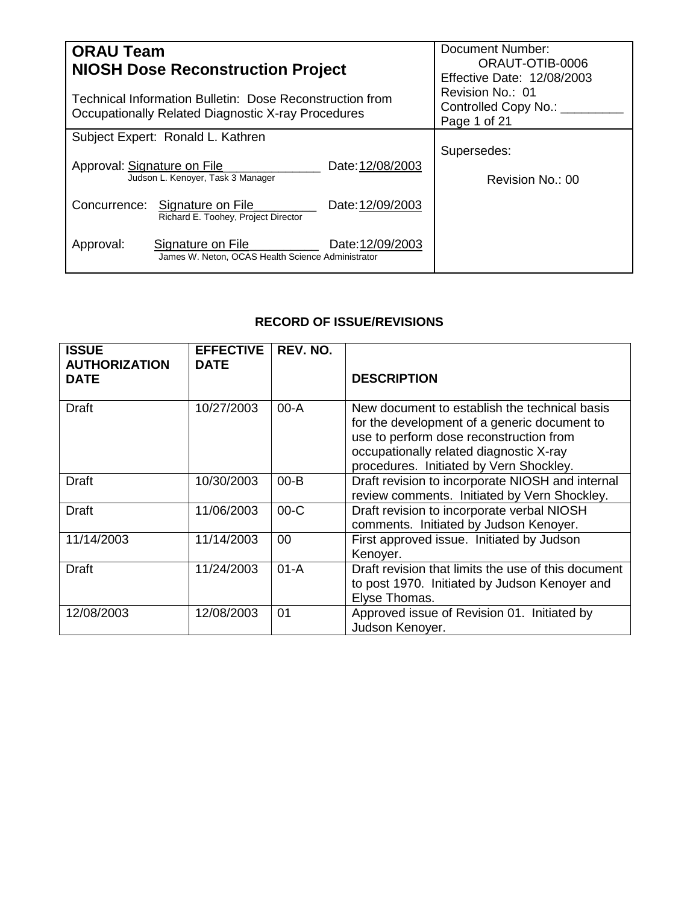| **ORAU Team**<br>**NIOSH Dose Reconstruction Project**<br><br>Technical Information Bulletin: Dose Reconstruction from Occupationally Related Diagnostic X-ray Procedures | Document Number: ORAUT-OTIB-0006<br>Effective Date: 12/08/2003<br>Revision No.: 01<br>Controlled Copy No.: _________<br>Page 1 of 21 |
|---|---|
| Subject Expert: Ronald L. Kathren<br><br>Approval: Signature on File Date: 12/08/2003<br>Judson L. Kenoyer, Task 3 Manager<br><br>Concurrence: Signature on File Date: 12/09/2003<br>Richard E. Toohey, Project Director<br><br>Approval: Signature on File Date: 12/09/2003<br>James W. Neton, OCAS Health Science Administrator | Supersedes:<br><br>Revision No.: 00 |

**RECORD OF ISSUE/REVISIONS**

| ISSUE AUTHORIZATION DATE | EFFECTIVE DATE | REV. NO. | DESCRIPTION |
|---|---|---|---|
| Draft | 10/27/2003 | 00-A | New document to establish the technical basis for the development of a generic document to use to perform dose reconstruction from occupationally related diagnostic X-ray procedures. Initiated by Vern Shockley. |
| Draft | 10/30/2003 | 00-B | Draft revision to incorporate NIOSH and internal review comments. Initiated by Vern Shockley. |
| Draft | 11/06/2003 | 00-C | Draft revision to incorporate verbal NIOSH comments. Initiated by Judson Kenoyer. |
| 11/14/2003 | 11/14/2003 | 00 | First approved issue. Initiated by Judson Kenoyer. |
| Draft | 11/24/2003 | 01-A | Draft revision that limits the use of this document to post 1970. Initiated by Judson Kenoyer and Elyse Thomas. |
| 12/08/2003 | 12/08/2003 | 01 | Approved issue of Revision 01. Initiated by Judson Kenoyer. |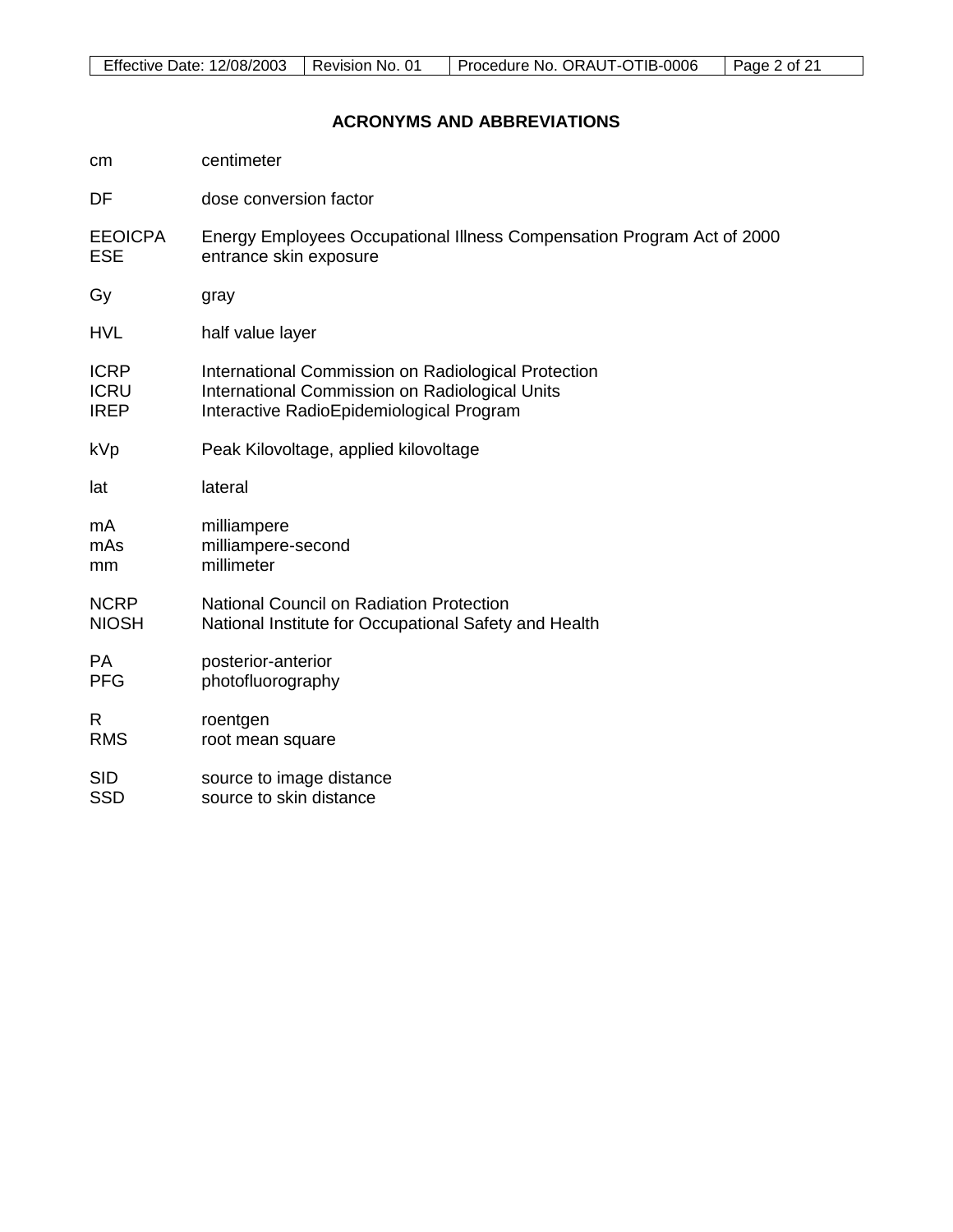## ACRONYMS AND ABBREVIATIONS

| | |
|---|---|
| cm | centimeter |
| DF | dose conversion factor |
| EEOICPA | Energy Employees Occupational Illness Compensation Program Act of 2000 |
| ESE | entrance skin exposure |
| Gy | gray |
| HVL | half value layer |
| ICRP | International Commission on Radiological Protection |
| ICRU | International Commission on Radiological Units |
| IREP | Interactive RadioEpidemiological Program |
| kVp | Peak Kilovoltage, applied kilovoltage |
| lat | lateral |
| mA | milliampere |
| mAs | milliampere-second |
| mm | millimeter |
| NCRP | National Council on Radiation Protection |
| NIOSH | National Institute for Occupational Safety and Health |
| PA | posterior-anterior |
| PFG | photofluorography |
| R | roentgen |
| RMS | root mean square |
| SID | source to image distance |
| SSD | source to skin distance |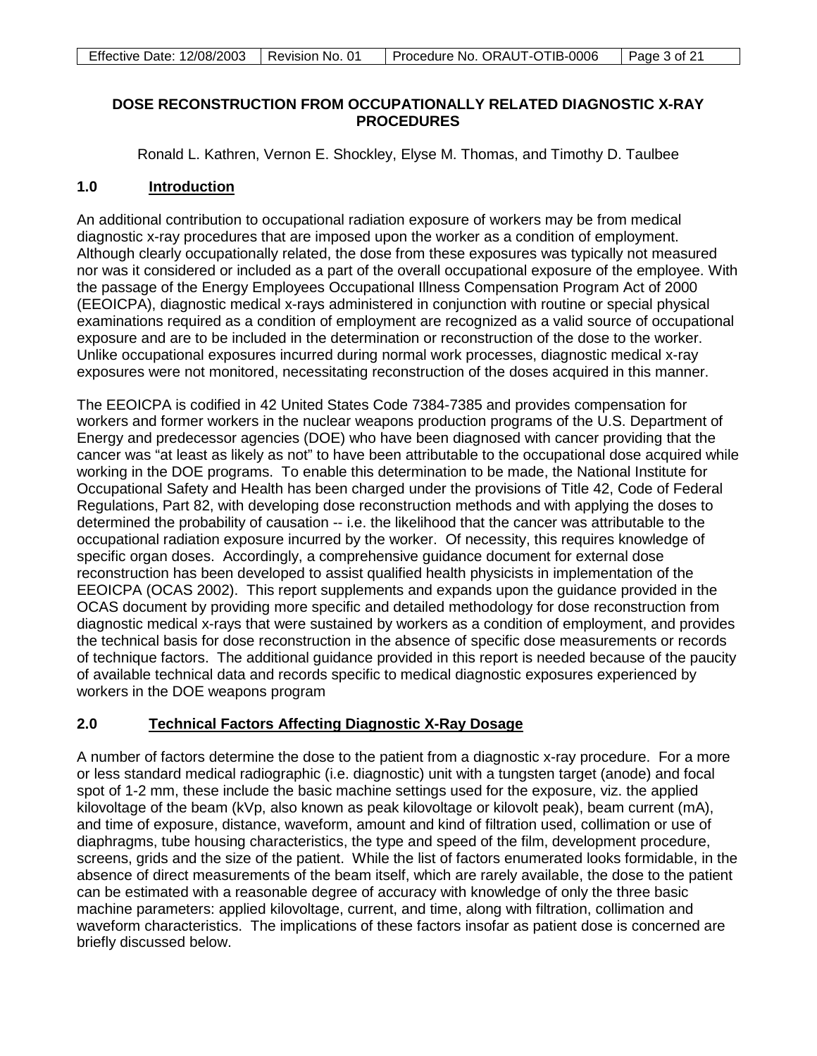## DOSE RECONSTRUCTION FROM OCCUPATIONALLY RELATED DIAGNOSTIC X-RAY PROCEDURES

Ronald L. Kathren, Vernon E. Shockley, Elyse M. Thomas, and Timothy D. Taulbee

## 1.0 Introduction

An additional contribution to occupational radiation exposure of workers may be from medical diagnostic x-ray procedures that are imposed upon the worker as a condition of employment. Although clearly occupationally related, the dose from these exposures was typically not measured nor was it considered or included as a part of the overall occupational exposure of the employee. With the passage of the Energy Employees Occupational Illness Compensation Program Act of 2000 (EEOICPA), diagnostic medical x-rays administered in conjunction with routine or special physical examinations required as a condition of employment are recognized as a valid source of occupational exposure and are to be included in the determination or reconstruction of the dose to the worker. Unlike occupational exposures incurred during normal work processes, diagnostic medical x-ray exposures were not monitored, necessitating reconstruction of the doses acquired in this manner.

The EEOICPA is codified in 42 United States Code 7384-7385 and provides compensation for workers and former workers in the nuclear weapons production programs of the U.S. Department of Energy and predecessor agencies (DOE) who have been diagnosed with cancer providing that the cancer was "at least as likely as not" to have been attributable to the occupational dose acquired while working in the DOE programs. To enable this determination to be made, the National Institute for Occupational Safety and Health has been charged under the provisions of Title 42, Code of Federal Regulations, Part 82, with developing dose reconstruction methods and with applying the doses to determined the probability of causation -- i.e. the likelihood that the cancer was attributable to the occupational radiation exposure incurred by the worker. Of necessity, this requires knowledge of specific organ doses. Accordingly, a comprehensive guidance document for external dose reconstruction has been developed to assist qualified health physicists in implementation of the EEOICPA (OCAS 2002). This report supplements and expands upon the guidance provided in the OCAS document by providing more specific and detailed methodology for dose reconstruction from diagnostic medical x-rays that were sustained by workers as a condition of employment, and provides the technical basis for dose reconstruction in the absence of specific dose measurements or records of technique factors. The additional guidance provided in this report is needed because of the paucity of available technical data and records specific to medical diagnostic exposures experienced by workers in the DOE weapons program

## 2.0 Technical Factors Affecting Diagnostic X-Ray Dosage

A number of factors determine the dose to the patient from a diagnostic x-ray procedure. For a more or less standard medical radiographic (i.e. diagnostic) unit with a tungsten target (anode) and focal spot of 1-2 mm, these include the basic machine settings used for the exposure, viz. the applied kilovoltage of the beam (kVp, also known as peak kilovoltage or kilovolt peak), beam current (mA), and time of exposure, distance, waveform, amount and kind of filtration used, collimation or use of diaphragms, tube housing characteristics, the type and speed of the film, development procedure, screens, grids and the size of the patient. While the list of factors enumerated looks formidable, in the absence of direct measurements of the beam itself, which are rarely available, the dose to the patient can be estimated with a reasonable degree of accuracy with knowledge of only the three basic machine parameters: applied kilovoltage, current, and time, along with filtration, collimation and waveform characteristics. The implications of these factors insofar as patient dose is concerned are briefly discussed below.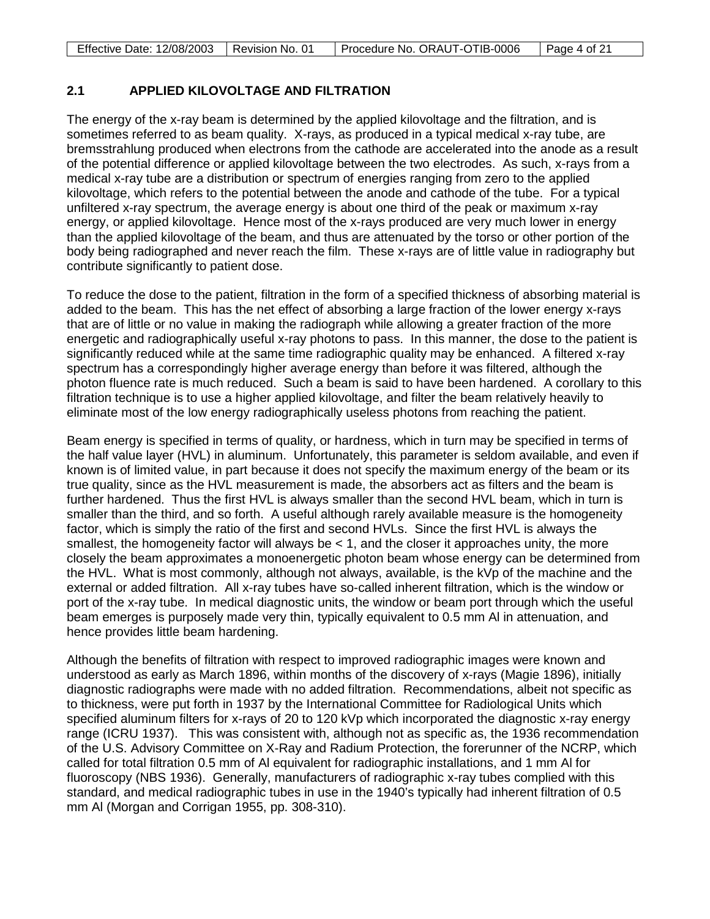## 2.1 APPLIED KILOVOLTAGE AND FILTRATION

The energy of the x-ray beam is determined by the applied kilovoltage and the filtration, and is sometimes referred to as beam quality. X-rays, as produced in a typical medical x-ray tube, are bremsstrahlung produced when electrons from the cathode are accelerated into the anode as a result of the potential difference or applied kilovoltage between the two electrodes. As such, x-rays from a medical x-ray tube are a distribution or spectrum of energies ranging from zero to the applied kilovoltage, which refers to the potential between the anode and cathode of the tube. For a typical unfiltered x-ray spectrum, the average energy is about one third of the peak or maximum x-ray energy, or applied kilovoltage. Hence most of the x-rays produced are very much lower in energy than the applied kilovoltage of the beam, and thus are attenuated by the torso or other portion of the body being radiographed and never reach the film. These x-rays are of little value in radiography but contribute significantly to patient dose.

To reduce the dose to the patient, filtration in the form of a specified thickness of absorbing material is added to the beam. This has the net effect of absorbing a large fraction of the lower energy x-rays that are of little or no value in making the radiograph while allowing a greater fraction of the more energetic and radiographically useful x-ray photons to pass. In this manner, the dose to the patient is significantly reduced while at the same time radiographic quality may be enhanced. A filtered x-ray spectrum has a correspondingly higher average energy than before it was filtered, although the photon fluence rate is much reduced. Such a beam is said to have been hardened. A corollary to this filtration technique is to use a higher applied kilovoltage, and filter the beam relatively heavily to eliminate most of the low energy radiographically useless photons from reaching the patient.

Beam energy is specified in terms of quality, or hardness, which in turn may be specified in terms of the half value layer (HVL) in aluminum. Unfortunately, this parameter is seldom available, and even if known is of limited value, in part because it does not specify the maximum energy of the beam or its true quality, since as the HVL measurement is made, the absorbers act as filters and the beam is further hardened. Thus the first HVL is always smaller than the second HVL beam, which in turn is smaller than the third, and so forth. A useful although rarely available measure is the homogeneity factor, which is simply the ratio of the first and second HVLs. Since the first HVL is always the smallest, the homogeneity factor will always be < 1, and the closer it approaches unity, the more closely the beam approximates a monoenergetic photon beam whose energy can be determined from the HVL. What is most commonly, although not always, available, is the kVp of the machine and the external or added filtration. All x-ray tubes have so-called inherent filtration, which is the window or port of the x-ray tube. In medical diagnostic units, the window or beam port through which the useful beam emerges is purposely made very thin, typically equivalent to 0.5 mm Al in attenuation, and hence provides little beam hardening.

Although the benefits of filtration with respect to improved radiographic images were known and understood as early as March 1896, within months of the discovery of x-rays (Magie 1896), initially diagnostic radiographs were made with no added filtration. Recommendations, albeit not specific as to thickness, were put forth in 1937 by the International Committee for Radiological Units which specified aluminum filters for x-rays of 20 to 120 kVp which incorporated the diagnostic x-ray energy range (ICRU 1937). This was consistent with, although not as specific as, the 1936 recommendation of the U.S. Advisory Committee on X-Ray and Radium Protection, the forerunner of the NCRP, which called for total filtration 0.5 mm of Al equivalent for radiographic installations, and 1 mm Al for fluoroscopy (NBS 1936). Generally, manufacturers of radiographic x-ray tubes complied with this standard, and medical radiographic tubes in use in the 1940's typically had inherent filtration of 0.5 mm Al (Morgan and Corrigan 1955, pp. 308-310).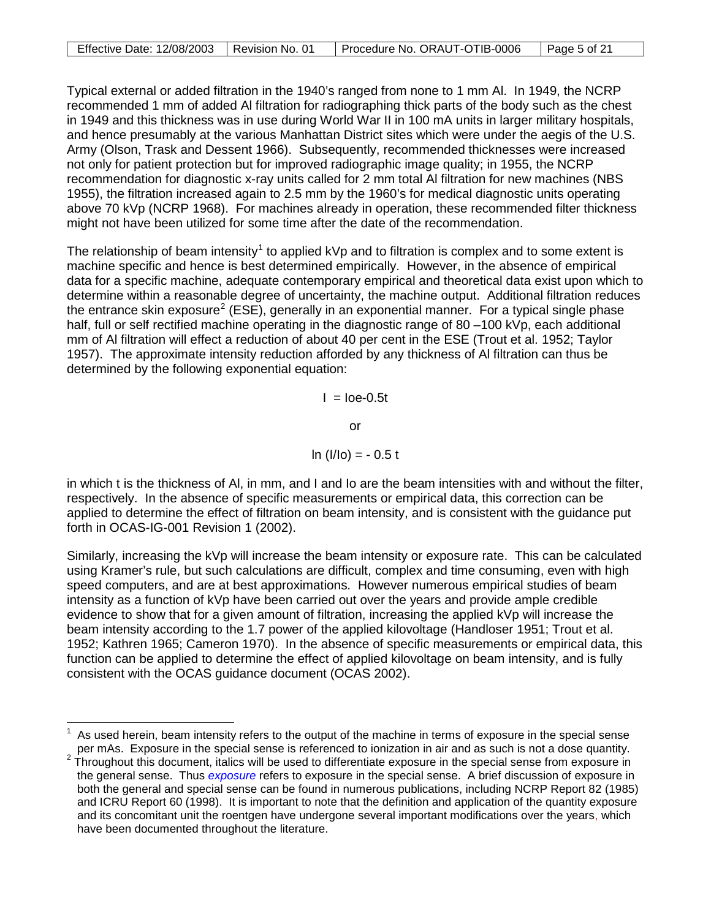Typical external or added filtration in the 1940's ranged from none to 1 mm Al. In 1949, the NCRP recommended 1 mm of added Al filtration for radiographing thick parts of the body such as the chest in 1949 and this thickness was in use during World War II in 100 mA units in larger military hospitals, and hence presumably at the various Manhattan District sites which were under the aegis of the U.S. Army (Olson, Trask and Dessent 1966). Subsequently, recommended thicknesses were increased not only for patient protection but for improved radiographic image quality; in 1955, the NCRP recommendation for diagnostic x-ray units called for 2 mm total Al filtration for new machines (NBS 1955), the filtration increased again to 2.5 mm by the 1960's for medical diagnostic units operating above 70 kVp (NCRP 1968). For machines already in operation, these recommended filter thickness might not have been utilized for some time after the date of the recommendation.

The relationship of beam intensity[1] to applied kVp and to filtration is complex and to some extent is machine specific and hence is best determined empirically. However, in the absence of empirical data for a specific machine, adequate contemporary empirical and theoretical data exist upon which to determine within a reasonable degree of uncertainty, the machine output. Additional filtration reduces the entrance skin exposure[2] (ESE), generally in an exponential manner. For a typical single phase half, full or self rectified machine operating in the diagnostic range of 80 –100 kVp, each additional mm of Al filtration will effect a reduction of about 40 per cent in the ESE (Trout et al. 1952; Taylor 1957). The approximate intensity reduction afforded by any thickness of Al filtration can thus be determined by the following exponential equation:

$$I = I_o e^{-0.5t}$$

or

$$\ln (I/I_o) = -0.5\,t$$

in which t is the thickness of Al, in mm, and I and Io are the beam intensities with and without the filter, respectively. In the absence of specific measurements or empirical data, this correction can be applied to determine the effect of filtration on beam intensity, and is consistent with the guidance put forth in OCAS-IG-001 Revision 1 (2002).

Similarly, increasing the kVp will increase the beam intensity or exposure rate. This can be calculated using Kramer's rule, but such calculations are difficult, complex and time consuming, even with high speed computers, and are at best approximations. However numerous empirical studies of beam intensity as a function of kVp have been carried out over the years and provide ample credible evidence to show that for a given amount of filtration, increasing the applied kVp will increase the beam intensity according to the 1.7 power of the applied kilovoltage (Handloser 1951; Trout et al. 1952; Kathren 1965; Cameron 1970). In the absence of specific measurements or empirical data, this function can be applied to determine the effect of applied kilovoltage on beam intensity, and is fully consistent with the OCAS guidance document (OCAS 2002).

---

[1] As used herein, beam intensity refers to the output of the machine in terms of exposure in the special sense per mAs. Exposure in the special sense is referenced to ionization in air and as such is not a dose quantity.

[2] Throughout this document, italics will be used to differentiate exposure in the special sense from exposure in the general sense. Thus *exposure* refers to exposure in the special sense. A brief discussion of exposure in both the general and special sense can be found in numerous publications, including NCRP Report 82 (1985) and ICRU Report 60 (1998). It is important to note that the definition and application of the quantity exposure and its concomitant unit the roentgen have undergone several important modifications over the years, which have been documented throughout the literature.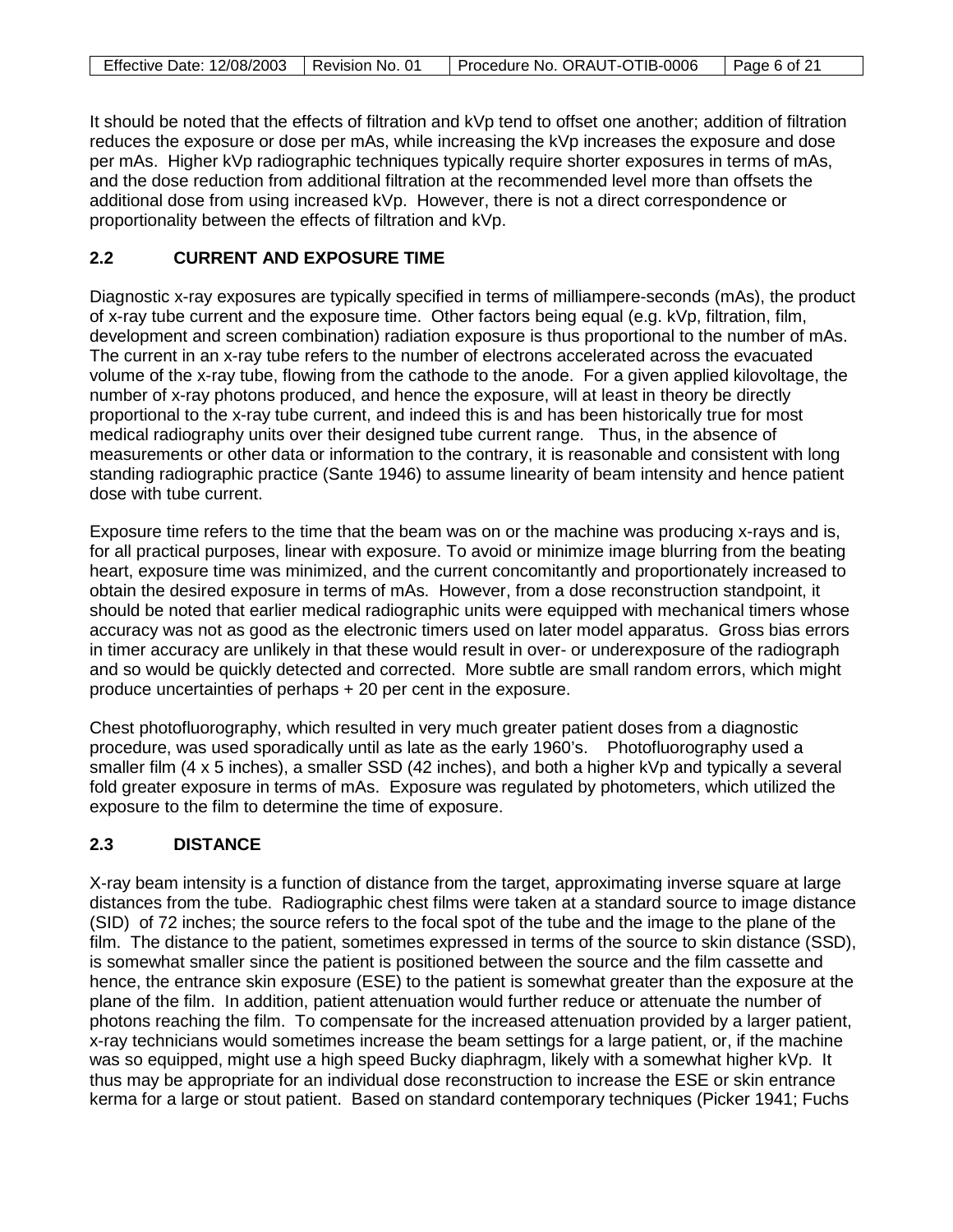It should be noted that the effects of filtration and kVp tend to offset one another; addition of filtration reduces the exposure or dose per mAs, while increasing the kVp increases the exposure and dose per mAs. Higher kVp radiographic techniques typically require shorter exposures in terms of mAs, and the dose reduction from additional filtration at the recommended level more than offsets the additional dose from using increased kVp. However, there is not a direct correspondence or proportionality between the effects of filtration and kVp.

## 2.2 CURRENT AND EXPOSURE TIME

Diagnostic x-ray exposures are typically specified in terms of milliampere-seconds (mAs), the product of x-ray tube current and the exposure time. Other factors being equal (e.g. kVp, filtration, film, development and screen combination) radiation exposure is thus proportional to the number of mAs. The current in an x-ray tube refers to the number of electrons accelerated across the evacuated volume of the x-ray tube, flowing from the cathode to the anode. For a given applied kilovoltage, the number of x-ray photons produced, and hence the exposure, will at least in theory be directly proportional to the x-ray tube current, and indeed this is and has been historically true for most medical radiography units over their designed tube current range. Thus, in the absence of measurements or other data or information to the contrary, it is reasonable and consistent with long standing radiographic practice (Sante 1946) to assume linearity of beam intensity and hence patient dose with tube current.

Exposure time refers to the time that the beam was on or the machine was producing x-rays and is, for all practical purposes, linear with exposure. To avoid or minimize image blurring from the beating heart, exposure time was minimized, and the current concomitantly and proportionately increased to obtain the desired exposure in terms of mAs. However, from a dose reconstruction standpoint, it should be noted that earlier medical radiographic units were equipped with mechanical timers whose accuracy was not as good as the electronic timers used on later model apparatus. Gross bias errors in timer accuracy are unlikely in that these would result in over- or underexposure of the radiograph and so would be quickly detected and corrected. More subtle are small random errors, which might produce uncertainties of perhaps + 20 per cent in the exposure.

Chest photofluorography, which resulted in very much greater patient doses from a diagnostic procedure, was used sporadically until as late as the early 1960's. Photofluorography used a smaller film (4 x 5 inches), a smaller SSD (42 inches), and both a higher kVp and typically a several fold greater exposure in terms of mAs. Exposure was regulated by photometers, which utilized the exposure to the film to determine the time of exposure.

## 2.3 DISTANCE

X-ray beam intensity is a function of distance from the target, approximating inverse square at large distances from the tube. Radiographic chest films were taken at a standard source to image distance (SID) of 72 inches; the source refers to the focal spot of the tube and the image to the plane of the film. The distance to the patient, sometimes expressed in terms of the source to skin distance (SSD), is somewhat smaller since the patient is positioned between the source and the film cassette and hence, the entrance skin exposure (ESE) to the patient is somewhat greater than the exposure at the plane of the film. In addition, patient attenuation would further reduce or attenuate the number of photons reaching the film. To compensate for the increased attenuation provided by a larger patient, x-ray technicians would sometimes increase the beam settings for a large patient, or, if the machine was so equipped, might use a high speed Bucky diaphragm, likely with a somewhat higher kVp. It thus may be appropriate for an individual dose reconstruction to increase the ESE or skin entrance kerma for a large or stout patient. Based on standard contemporary techniques (Picker 1941; Fuchs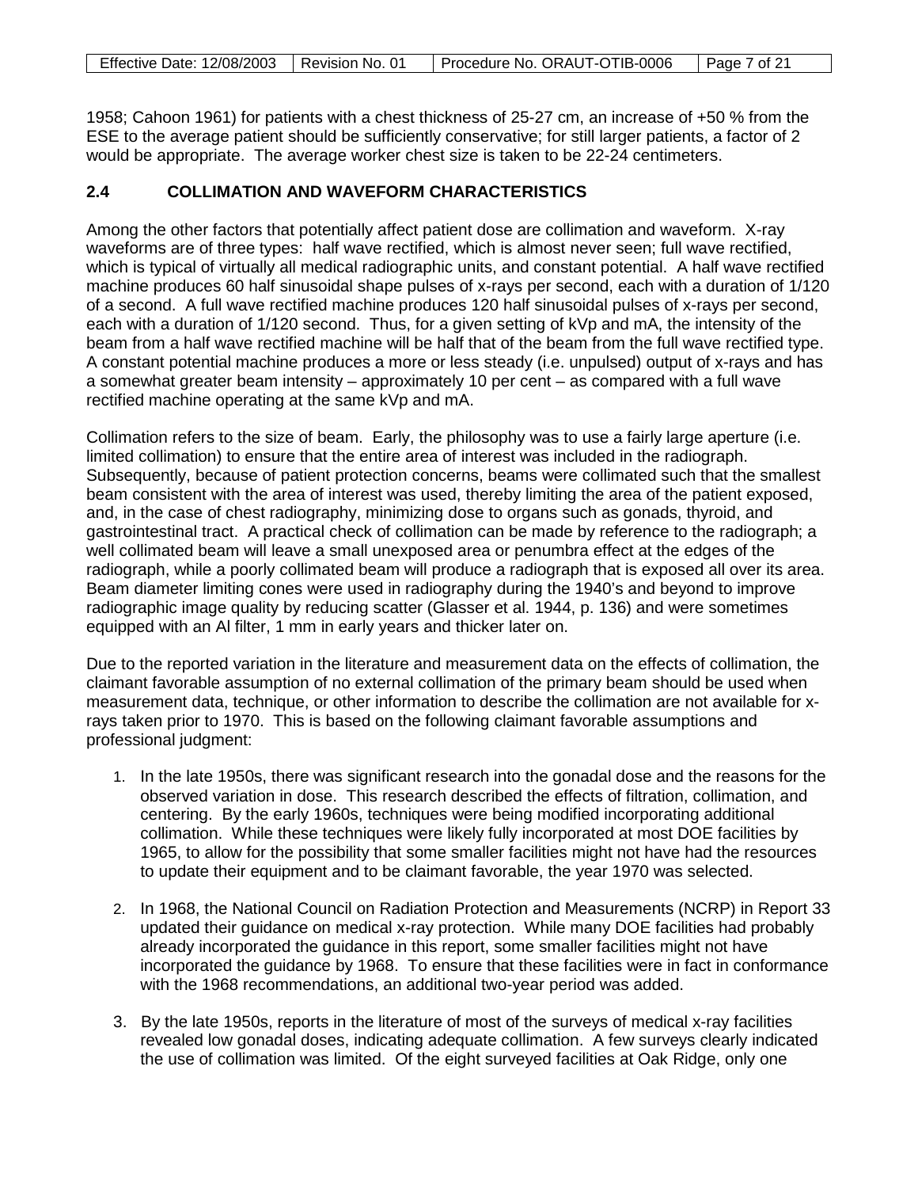1958; Cahoon 1961) for patients with a chest thickness of 25-27 cm, an increase of +50 % from the ESE to the average patient should be sufficiently conservative; for still larger patients, a factor of 2 would be appropriate. The average worker chest size is taken to be 22-24 centimeters.

## 2.4 COLLIMATION AND WAVEFORM CHARACTERISTICS

Among the other factors that potentially affect patient dose are collimation and waveform. X-ray waveforms are of three types: half wave rectified, which is almost never seen; full wave rectified, which is typical of virtually all medical radiographic units, and constant potential. A half wave rectified machine produces 60 half sinusoidal shape pulses of x-rays per second, each with a duration of 1/120 of a second. A full wave rectified machine produces 120 half sinusoidal pulses of x-rays per second, each with a duration of 1/120 second. Thus, for a given setting of kVp and mA, the intensity of the beam from a half wave rectified machine will be half that of the beam from the full wave rectified type. A constant potential machine produces a more or less steady (i.e. unpulsed) output of x-rays and has a somewhat greater beam intensity – approximately 10 per cent – as compared with a full wave rectified machine operating at the same kVp and mA.

Collimation refers to the size of beam. Early, the philosophy was to use a fairly large aperture (i.e. limited collimation) to ensure that the entire area of interest was included in the radiograph. Subsequently, because of patient protection concerns, beams were collimated such that the smallest beam consistent with the area of interest was used, thereby limiting the area of the patient exposed, and, in the case of chest radiography, minimizing dose to organs such as gonads, thyroid, and gastrointestinal tract. A practical check of collimation can be made by reference to the radiograph; a well collimated beam will leave a small unexposed area or penumbra effect at the edges of the radiograph, while a poorly collimated beam will produce a radiograph that is exposed all over its area. Beam diameter limiting cones were used in radiography during the 1940's and beyond to improve radiographic image quality by reducing scatter (Glasser et al. 1944, p. 136) and were sometimes equipped with an Al filter, 1 mm in early years and thicker later on.

Due to the reported variation in the literature and measurement data on the effects of collimation, the claimant favorable assumption of no external collimation of the primary beam should be used when measurement data, technique, or other information to describe the collimation are not available for x-rays taken prior to 1970. This is based on the following claimant favorable assumptions and professional judgment:

1. In the late 1950s, there was significant research into the gonadal dose and the reasons for the observed variation in dose. This research described the effects of filtration, collimation, and centering. By the early 1960s, techniques were being modified incorporating additional collimation. While these techniques were likely fully incorporated at most DOE facilities by 1965, to allow for the possibility that some smaller facilities might not have had the resources to update their equipment and to be claimant favorable, the year 1970 was selected.

2. In 1968, the National Council on Radiation Protection and Measurements (NCRP) in Report 33 updated their guidance on medical x-ray protection. While many DOE facilities had probably already incorporated the guidance in this report, some smaller facilities might not have incorporated the guidance by 1968. To ensure that these facilities were in fact in conformance with the 1968 recommendations, an additional two-year period was added.

3. By the late 1950s, reports in the literature of most of the surveys of medical x-ray facilities revealed low gonadal doses, indicating adequate collimation. A few surveys clearly indicated the use of collimation was limited. Of the eight surveyed facilities at Oak Ridge, only one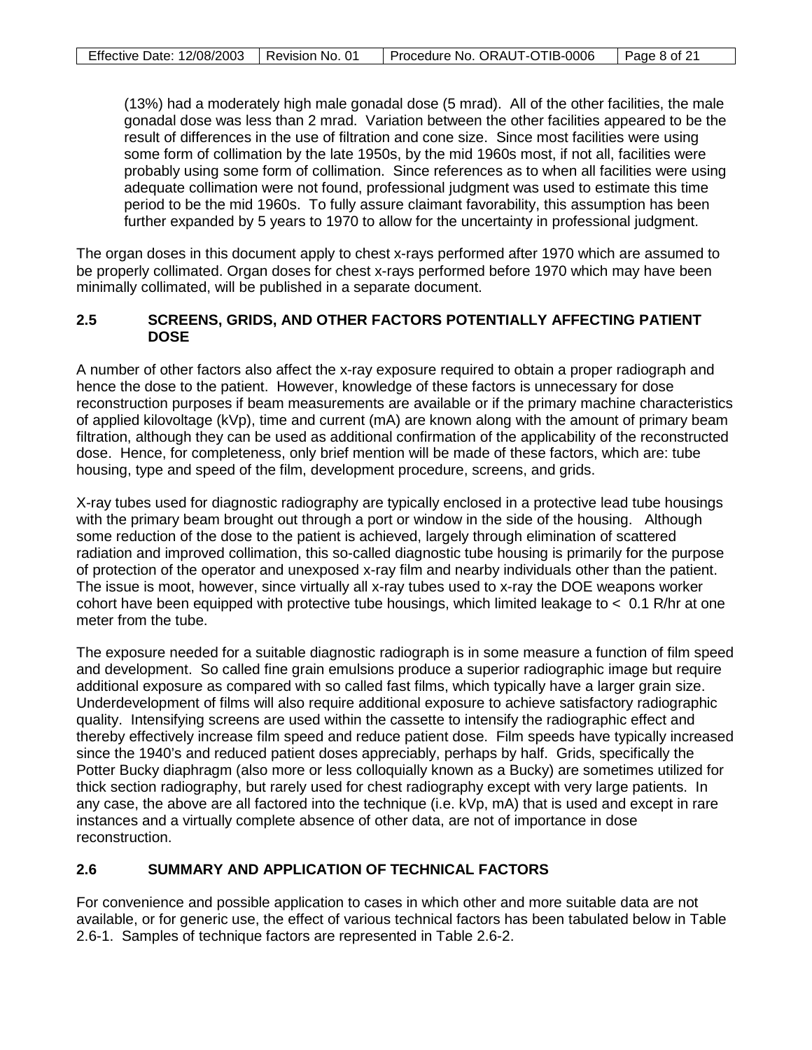(13%) had a moderately high male gonadal dose (5 mrad). All of the other facilities, the male gonadal dose was less than 2 mrad. Variation between the other facilities appeared to be the result of differences in the use of filtration and cone size. Since most facilities were using some form of collimation by the late 1950s, by the mid 1960s most, if not all, facilities were probably using some form of collimation. Since references as to when all facilities were using adequate collimation were not found, professional judgment was used to estimate this time period to be the mid 1960s. To fully assure claimant favorability, this assumption has been further expanded by 5 years to 1970 to allow for the uncertainty in professional judgment.

The organ doses in this document apply to chest x-rays performed after 1970 which are assumed to be properly collimated. Organ doses for chest x-rays performed before 1970 which may have been minimally collimated, will be published in a separate document.

## 2.5 SCREENS, GRIDS, AND OTHER FACTORS POTENTIALLY AFFECTING PATIENT DOSE

A number of other factors also affect the x-ray exposure required to obtain a proper radiograph and hence the dose to the patient. However, knowledge of these factors is unnecessary for dose reconstruction purposes if beam measurements are available or if the primary machine characteristics of applied kilovoltage (kVp), time and current (mA) are known along with the amount of primary beam filtration, although they can be used as additional confirmation of the applicability of the reconstructed dose. Hence, for completeness, only brief mention will be made of these factors, which are: tube housing, type and speed of the film, development procedure, screens, and grids.

X-ray tubes used for diagnostic radiography are typically enclosed in a protective lead tube housings with the primary beam brought out through a port or window in the side of the housing. Although some reduction of the dose to the patient is achieved, largely through elimination of scattered radiation and improved collimation, this so-called diagnostic tube housing is primarily for the purpose of protection of the operator and unexposed x-ray film and nearby individuals other than the patient. The issue is moot, however, since virtually all x-ray tubes used to x-ray the DOE weapons worker cohort have been equipped with protective tube housings, which limited leakage to < 0.1 R/hr at one meter from the tube.

The exposure needed for a suitable diagnostic radiograph is in some measure a function of film speed and development. So called fine grain emulsions produce a superior radiographic image but require additional exposure as compared with so called fast films, which typically have a larger grain size. Underdevelopment of films will also require additional exposure to achieve satisfactory radiographic quality. Intensifying screens are used within the cassette to intensify the radiographic effect and thereby effectively increase film speed and reduce patient dose. Film speeds have typically increased since the 1940's and reduced patient doses appreciably, perhaps by half. Grids, specifically the Potter Bucky diaphragm (also more or less colloquially known as a Bucky) are sometimes utilized for thick section radiography, but rarely used for chest radiography except with very large patients. In any case, the above are all factored into the technique (i.e. kVp, mA) that is used and except in rare instances and a virtually complete absence of other data, are not of importance in dose reconstruction.

## 2.6 SUMMARY AND APPLICATION OF TECHNICAL FACTORS

For convenience and possible application to cases in which other and more suitable data are not available, or for generic use, the effect of various technical factors has been tabulated below in Table 2.6-1. Samples of technique factors are represented in Table 2.6-2.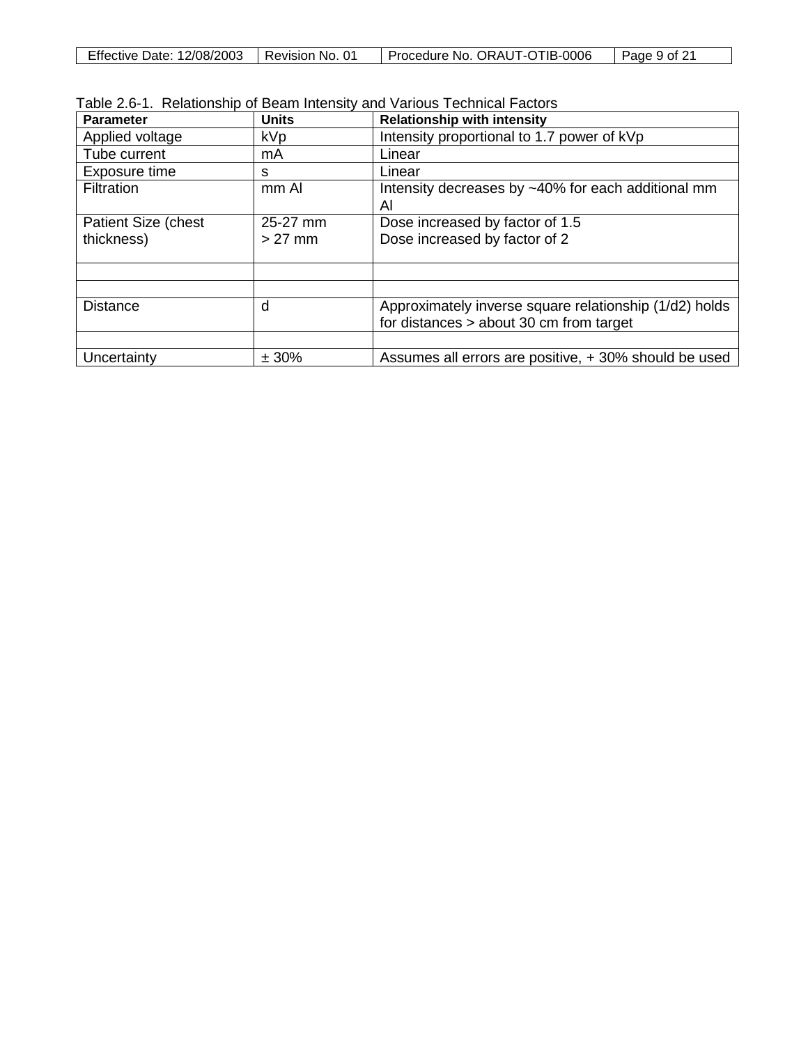Table 2.6-1. Relationship of Beam Intensity and Various Technical Factors

| Parameter | Units | Relationship with intensity |
|---|---|---|
| Applied voltage | kVp | Intensity proportional to 1.7 power of kVp |
| Tube current | mA | Linear |
| Exposure time | s | Linear |
| Filtration | mm Al | Intensity decreases by ~40% for each additional mm Al |
| Patient Size (chest thickness) | 25-27 mm<br>> 27 mm | Dose increased by factor of 1.5<br>Dose increased by factor of 2 |
| | | |
| | | |
| Distance | d | Approximately inverse square relationship (1/d2) holds for distances > about 30 cm from target |
| | | |
| Uncertainty | ± 30% | Assumes all errors are positive, + 30% should be used |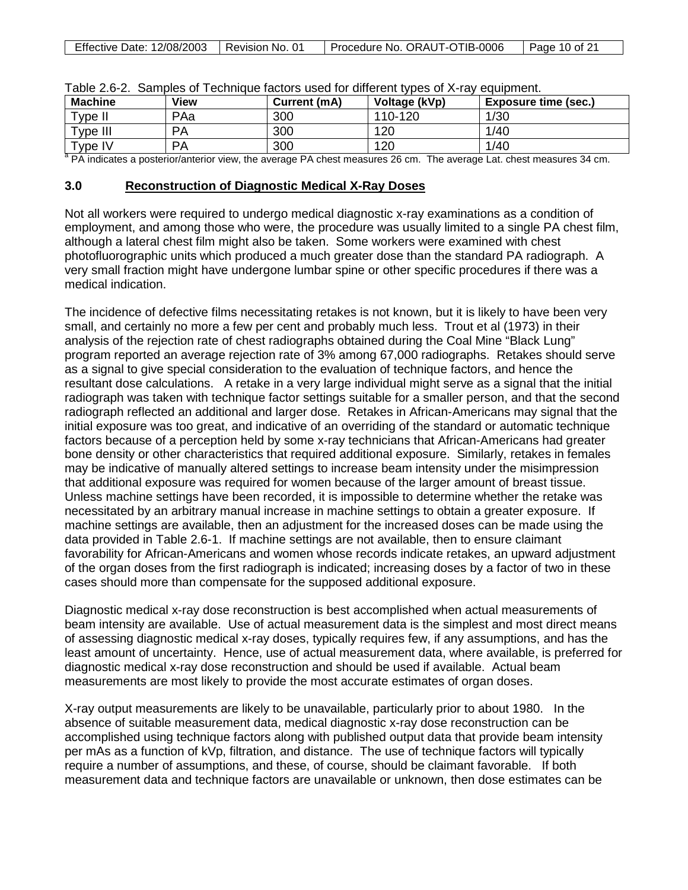Table 2.6-2. Samples of Technique factors used for different types of X-ray equipment.

| Machine | View | Current (mA) | Voltage (kVp) | Exposure time (sec.) |
|---|---|---|---|---|
| Type II | PA[a] | 300 | 110-120 | 1/30 |
| Type III | PA | 300 | 120 | 1/40 |
| Type IV | PA | 300 | 120 | 1/40 |

[a] PA indicates a posterior/anterior view, the average PA chest measures 26 cm. The average Lat. chest measures 34 cm.

## 3.0 Reconstruction of Diagnostic Medical X-Ray Doses

Not all workers were required to undergo medical diagnostic x-ray examinations as a condition of employment, and among those who were, the procedure was usually limited to a single PA chest film, although a lateral chest film might also be taken. Some workers were examined with chest photofluorographic units which produced a much greater dose than the standard PA radiograph. A very small fraction might have undergone lumbar spine or other specific procedures if there was a medical indication.

The incidence of defective films necessitating retakes is not known, but it is likely to have been very small, and certainly no more a few per cent and probably much less. Trout et al (1973) in their analysis of the rejection rate of chest radiographs obtained during the Coal Mine "Black Lung" program reported an average rejection rate of 3% among 67,000 radiographs. Retakes should serve as a signal to give special consideration to the evaluation of technique factors, and hence the resultant dose calculations. A retake in a very large individual might serve as a signal that the initial radiograph was taken with technique factor settings suitable for a smaller person, and that the second radiograph reflected an additional and larger dose. Retakes in African-Americans may signal that the initial exposure was too great, and indicative of an overriding of the standard or automatic technique factors because of a perception held by some x-ray technicians that African-Americans had greater bone density or other characteristics that required additional exposure. Similarly, retakes in females may be indicative of manually altered settings to increase beam intensity under the misimpression that additional exposure was required for women because of the larger amount of breast tissue. Unless machine settings have been recorded, it is impossible to determine whether the retake was necessitated by an arbitrary manual increase in machine settings to obtain a greater exposure. If machine settings are available, then an adjustment for the increased doses can be made using the data provided in Table 2.6-1. If machine settings are not available, then to ensure claimant favorability for African-Americans and women whose records indicate retakes, an upward adjustment of the organ doses from the first radiograph is indicated; increasing doses by a factor of two in these cases should more than compensate for the supposed additional exposure.

Diagnostic medical x-ray dose reconstruction is best accomplished when actual measurements of beam intensity are available. Use of actual measurement data is the simplest and most direct means of assessing diagnostic medical x-ray doses, typically requires few, if any assumptions, and has the least amount of uncertainty. Hence, use of actual measurement data, where available, is preferred for diagnostic medical x-ray dose reconstruction and should be used if available. Actual beam measurements are most likely to provide the most accurate estimates of organ doses.

X-ray output measurements are likely to be unavailable, particularly prior to about 1980. In the absence of suitable measurement data, medical diagnostic x-ray dose reconstruction can be accomplished using technique factors along with published output data that provide beam intensity per mAs as a function of kVp, filtration, and distance. The use of technique factors will typically require a number of assumptions, and these, of course, should be claimant favorable. If both measurement data and technique factors are unavailable or unknown, then dose estimates can be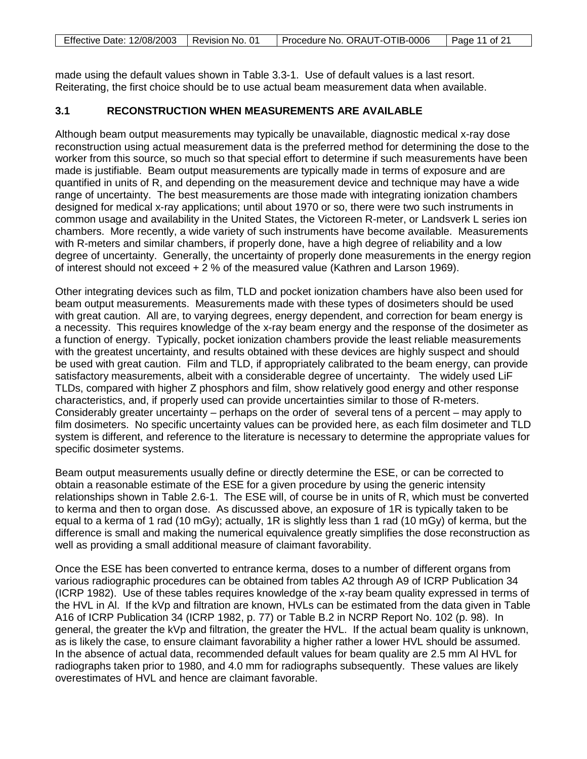made using the default values shown in Table 3.3-1. Use of default values is a last resort. Reiterating, the first choice should be to use actual beam measurement data when available.

## 3.1 RECONSTRUCTION WHEN MEASUREMENTS ARE AVAILABLE

Although beam output measurements may typically be unavailable, diagnostic medical x-ray dose reconstruction using actual measurement data is the preferred method for determining the dose to the worker from this source, so much so that special effort to determine if such measurements have been made is justifiable. Beam output measurements are typically made in terms of exposure and are quantified in units of R, and depending on the measurement device and technique may have a wide range of uncertainty. The best measurements are those made with integrating ionization chambers designed for medical x-ray applications; until about 1970 or so, there were two such instruments in common usage and availability in the United States, the Victoreen R-meter, or Landsverk L series ion chambers. More recently, a wide variety of such instruments have become available. Measurements with R-meters and similar chambers, if properly done, have a high degree of reliability and a low degree of uncertainty. Generally, the uncertainty of properly done measurements in the energy region of interest should not exceed + 2 % of the measured value (Kathren and Larson 1969).

Other integrating devices such as film, TLD and pocket ionization chambers have also been used for beam output measurements. Measurements made with these types of dosimeters should be used with great caution. All are, to varying degrees, energy dependent, and correction for beam energy is a necessity. This requires knowledge of the x-ray beam energy and the response of the dosimeter as a function of energy. Typically, pocket ionization chambers provide the least reliable measurements with the greatest uncertainty, and results obtained with these devices are highly suspect and should be used with great caution. Film and TLD, if appropriately calibrated to the beam energy, can provide satisfactory measurements, albeit with a considerable degree of uncertainty. The widely used LiF TLDs, compared with higher Z phosphors and film, show relatively good energy and other response characteristics, and, if properly used can provide uncertainties similar to those of R-meters. Considerably greater uncertainty – perhaps on the order of several tens of a percent – may apply to film dosimeters. No specific uncertainty values can be provided here, as each film dosimeter and TLD system is different, and reference to the literature is necessary to determine the appropriate values for specific dosimeter systems.

Beam output measurements usually define or directly determine the ESE, or can be corrected to obtain a reasonable estimate of the ESE for a given procedure by using the generic intensity relationships shown in Table 2.6-1. The ESE will, of course be in units of R, which must be converted to kerma and then to organ dose. As discussed above, an exposure of 1R is typically taken to be equal to a kerma of 1 rad (10 mGy); actually, 1R is slightly less than 1 rad (10 mGy) of kerma, but the difference is small and making the numerical equivalence greatly simplifies the dose reconstruction as well as providing a small additional measure of claimant favorability.

Once the ESE has been converted to entrance kerma, doses to a number of different organs from various radiographic procedures can be obtained from tables A2 through A9 of ICRP Publication 34 (ICRP 1982). Use of these tables requires knowledge of the x-ray beam quality expressed in terms of the HVL in Al. If the kVp and filtration are known, HVLs can be estimated from the data given in Table A16 of ICRP Publication 34 (ICRP 1982, p. 77) or Table B.2 in NCRP Report No. 102 (p. 98). In general, the greater the kVp and filtration, the greater the HVL. If the actual beam quality is unknown, as is likely the case, to ensure claimant favorability a higher rather a lower HVL should be assumed. In the absence of actual data, recommended default values for beam quality are 2.5 mm Al HVL for radiographs taken prior to 1980, and 4.0 mm for radiographs subsequently. These values are likely overestimates of HVL and hence are claimant favorable.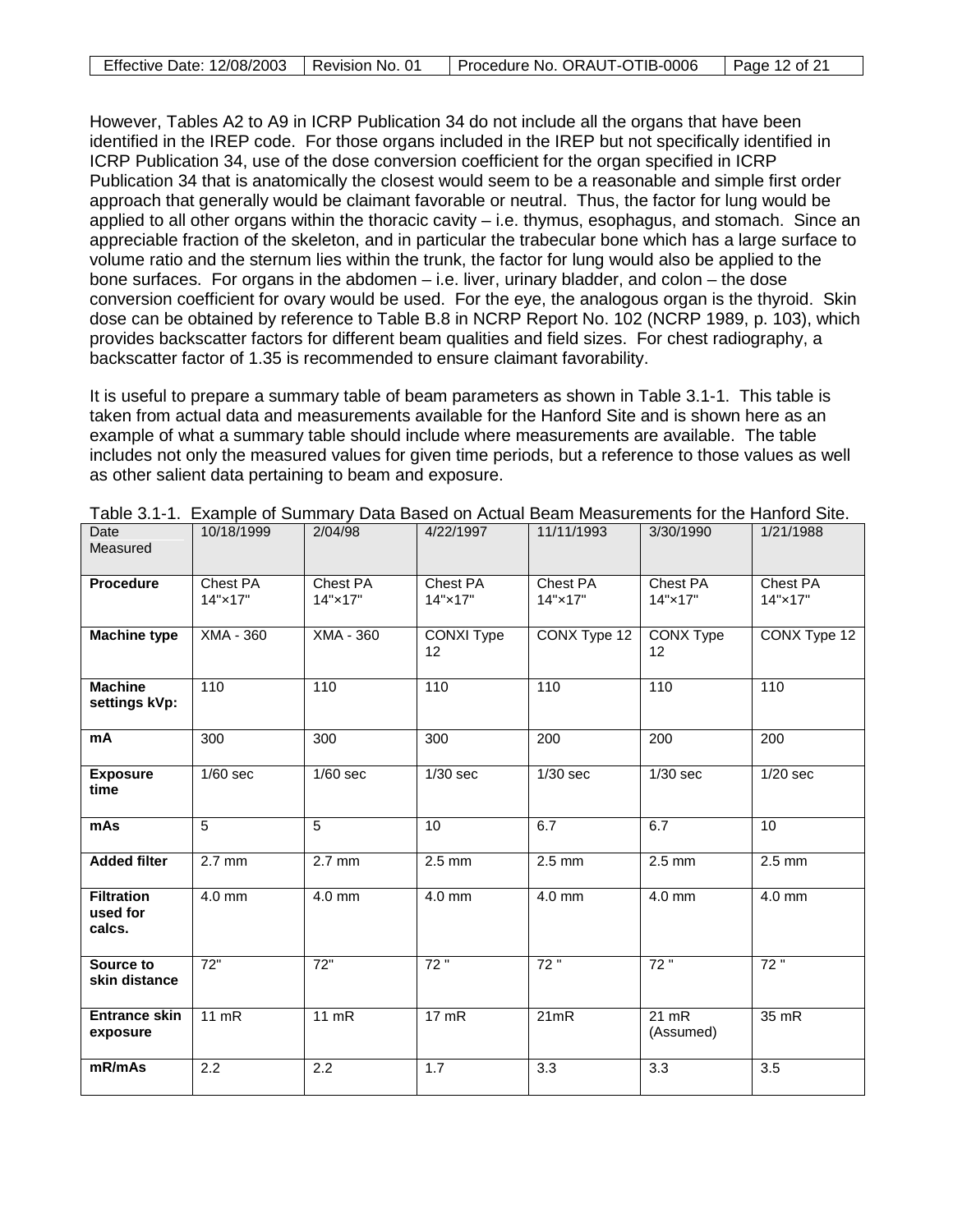However, Tables A2 to A9 in ICRP Publication 34 do not include all the organs that have been identified in the IREP code. For those organs included in the IREP but not specifically identified in ICRP Publication 34, use of the dose conversion coefficient for the organ specified in ICRP Publication 34 that is anatomically the closest would seem to be a reasonable and simple first order approach that generally would be claimant favorable or neutral. Thus, the factor for lung would be applied to all other organs within the thoracic cavity – i.e. thymus, esophagus, and stomach. Since an appreciable fraction of the skeleton, and in particular the trabecular bone which has a large surface to volume ratio and the sternum lies within the trunk, the factor for lung would also be applied to the bone surfaces. For organs in the abdomen – i.e. liver, urinary bladder, and colon – the dose conversion coefficient for ovary would be used. For the eye, the analogous organ is the thyroid. Skin dose can be obtained by reference to Table B.8 in NCRP Report No. 102 (NCRP 1989, p. 103), which provides backscatter factors for different beam qualities and field sizes. For chest radiography, a backscatter factor of 1.35 is recommended to ensure claimant favorability.

It is useful to prepare a summary table of beam parameters as shown in Table 3.1-1. This table is taken from actual data and measurements available for the Hanford Site and is shown here as an example of what a summary table should include where measurements are available. The table includes not only the measured values for given time periods, but a reference to those values as well as other salient data pertaining to beam and exposure.

Table 3.1-1. Example of Summary Data Based on Actual Beam Measurements for the Hanford Site.

| Date Measured | 10/18/1999 | 2/04/98 | 4/22/1997 | 11/11/1993 | 3/30/1990 | 1/21/1988 |
|---|---|---|---|---|---|---|
| **Procedure** | Chest PA 14"×17" | Chest PA 14"×17" | Chest PA 14"×17" | Chest PA 14"×17" | Chest PA 14"×17" | Chest PA 14"×17" |
| **Machine type** | XMA - 360 | XMA - 360 | CONXI Type 12 | CONX Type 12 | CONX Type 12 | CONX Type 12 |
| **Machine settings kVp:** | 110 | 110 | 110 | 110 | 110 | 110 |
| **mA** | 300 | 300 | 300 | 200 | 200 | 200 |
| **Exposure time** | 1/60 sec | 1/60 sec | 1/30 sec | 1/30 sec | 1/30 sec | 1/20 sec |
| **mAs** | 5 | 5 | 10 | 6.7 | 6.7 | 10 |
| **Added filter** | 2.7 mm | 2.7 mm | 2.5 mm | 2.5 mm | 2.5 mm | 2.5 mm |
| **Filtration used for calcs.** | 4.0 mm | 4.0 mm | 4.0 mm | 4.0 mm | 4.0 mm | 4.0 mm |
| **Source to skin distance** | 72" | 72" | 72 " | 72 " | 72 " | 72 " |
| **Entrance skin exposure** | 11 mR | 11 mR | 17 mR | 21mR | 21 mR (Assumed) | 35 mR |
| **mR/mAs** | 2.2 | 2.2 | 1.7 | 3.3 | 3.3 | 3.5 |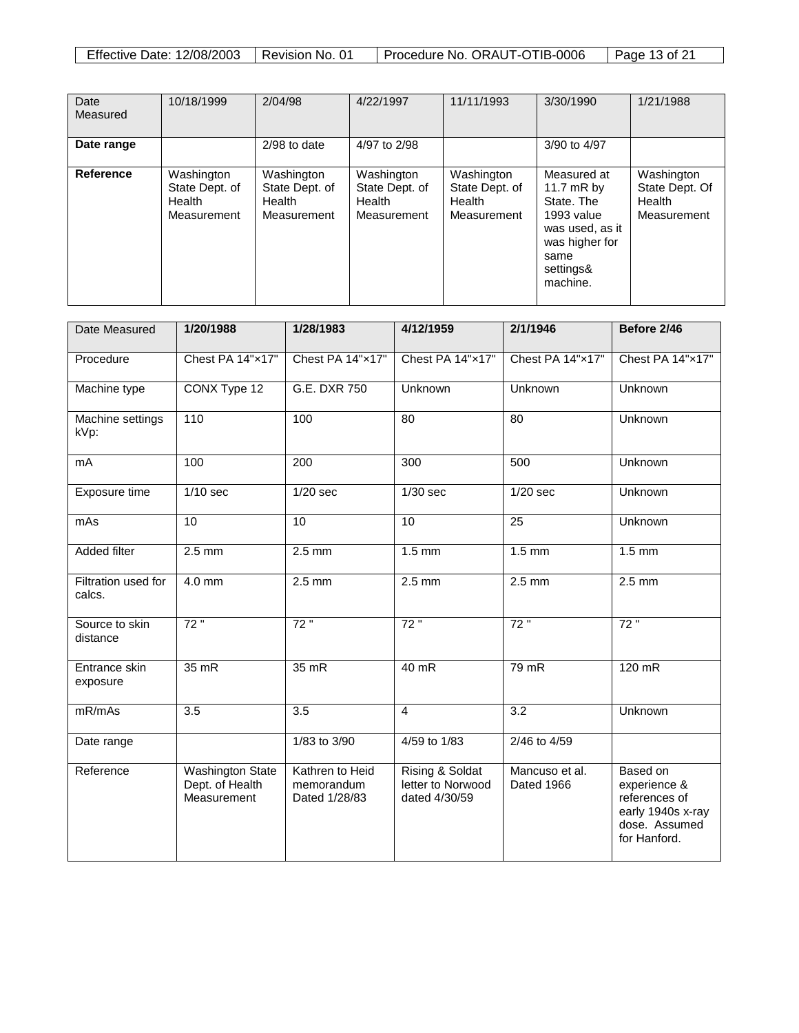| Date Measured | 10/18/1999 | 2/04/98 | 4/22/1997 | 11/11/1993 | 3/30/1990 | 1/21/1988 |
|---|---|---|---|---|---|---|
| **Date range** | | 2/98 to date | 4/97 to 2/98 | | 3/90 to 4/97 | |
| **Reference** | Washington State Dept. of Health Measurement | Washington State Dept. of Health Measurement | Washington State Dept. of Health Measurement | Washington State Dept. of Health Measurement | Measured at 11.7 mR by State. The 1993 value was used, as it was higher for same settings& machine. | Washington State Dept. Of Health Measurement |

| Date Measured | **1/20/1988** | **1/28/1983** | **4/12/1959** | **2/1/1946** | **Before 2/46** |
|---|---|---|---|---|---|
| Procedure | Chest PA 14"×17" | Chest PA 14"×17" | Chest PA 14"×17" | Chest PA 14"×17" | Chest PA 14"×17" |
| Machine type | CONX Type 12 | G.E. DXR 750 | Unknown | Unknown | Unknown |
| Machine settings kVp: | 110 | 100 | 80 | 80 | Unknown |
| mA | 100 | 200 | 300 | 500 | Unknown |
| Exposure time | 1/10 sec | 1/20 sec | 1/30 sec | 1/20 sec | Unknown |
| mAs | 10 | 10 | 10 | 25 | Unknown |
| Added filter | 2.5 mm | 2.5 mm | 1.5 mm | 1.5 mm | 1.5 mm |
| Filtration used for calcs. | 4.0 mm | 2.5 mm | 2.5 mm | 2.5 mm | 2.5 mm |
| Source to skin distance | 72 " | 72 " | 72 " | 72 " | 72 " |
| Entrance skin exposure | 35 mR | 35 mR | 40 mR | 79 mR | 120 mR |
| mR/mAs | 3.5 | 3.5 | 4 | 3.2 | Unknown |
| Date range | | 1/83 to 3/90 | 4/59 to 1/83 | 2/46 to 4/59 | |
| Reference | Washington State Dept. of Health Measurement | Kathren to Heid memorandum Dated 1/28/83 | Rising & Soldat letter to Norwood dated 4/30/59 | Mancuso et al. Dated 1966 | Based on experience & references of early 1940s x-ray dose. Assumed for Hanford. |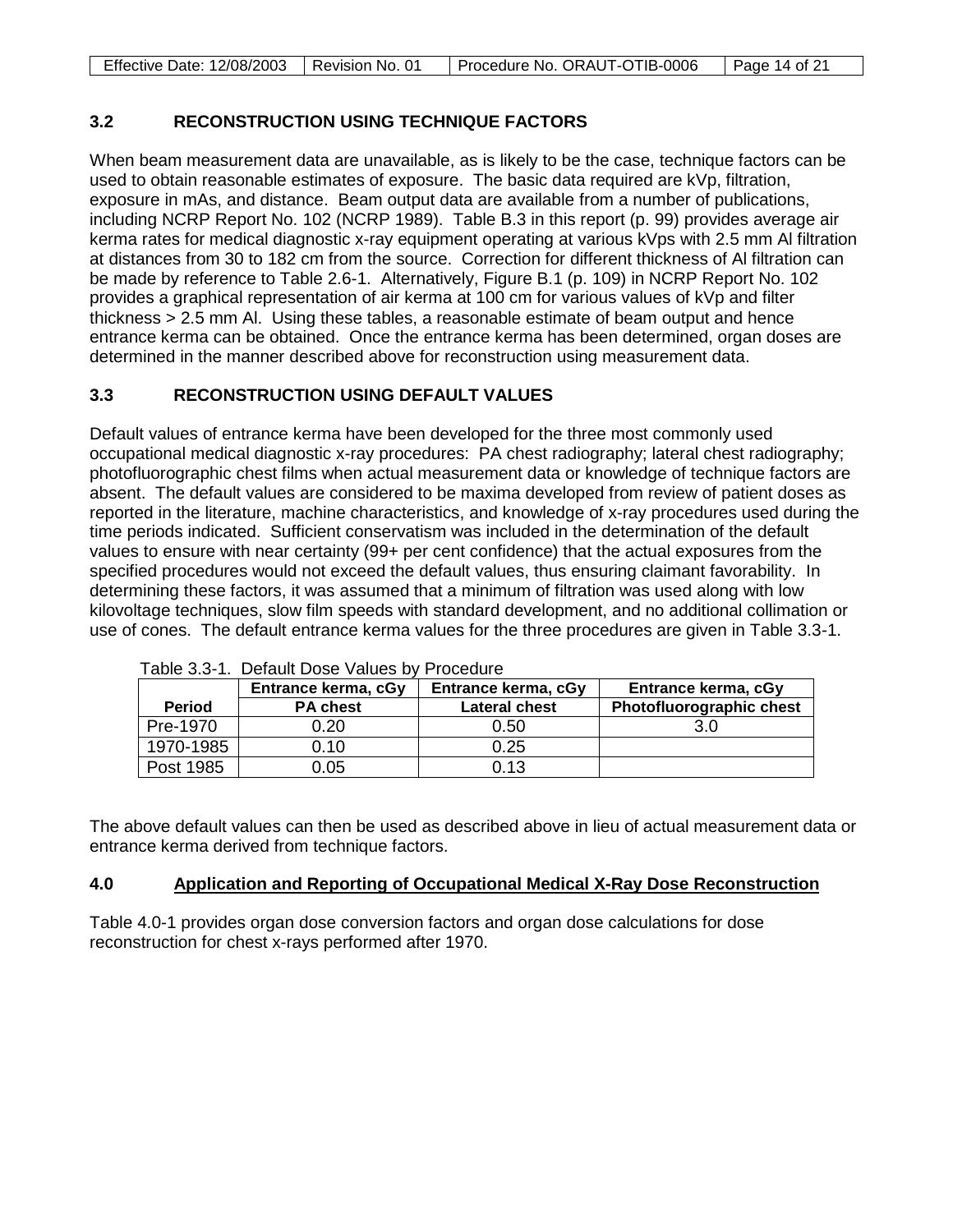## 3.2 RECONSTRUCTION USING TECHNIQUE FACTORS

When beam measurement data are unavailable, as is likely to be the case, technique factors can be used to obtain reasonable estimates of exposure. The basic data required are kVp, filtration, exposure in mAs, and distance. Beam output data are available from a number of publications, including NCRP Report No. 102 (NCRP 1989). Table B.3 in this report (p. 99) provides average air kerma rates for medical diagnostic x-ray equipment operating at various kVps with 2.5 mm Al filtration at distances from 30 to 182 cm from the source. Correction for different thickness of Al filtration can be made by reference to Table 2.6-1. Alternatively, Figure B.1 (p. 109) in NCRP Report No. 102 provides a graphical representation of air kerma at 100 cm for various values of kVp and filter thickness > 2.5 mm Al. Using these tables, a reasonable estimate of beam output and hence entrance kerma can be obtained. Once the entrance kerma has been determined, organ doses are determined in the manner described above for reconstruction using measurement data.

## 3.3 RECONSTRUCTION USING DEFAULT VALUES

Default values of entrance kerma have been developed for the three most commonly used occupational medical diagnostic x-ray procedures: PA chest radiography; lateral chest radiography; photofluorographic chest films when actual measurement data or knowledge of technique factors are absent. The default values are considered to be maxima developed from review of patient doses as reported in the literature, machine characteristics, and knowledge of x-ray procedures used during the time periods indicated. Sufficient conservatism was included in the determination of the default values to ensure with near certainty (99+ per cent confidence) that the actual exposures from the specified procedures would not exceed the default values, thus ensuring claimant favorability. In determining these factors, it was assumed that a minimum of filtration was used along with low kilovoltage techniques, slow film speeds with standard development, and no additional collimation or use of cones. The default entrance kerma values for the three procedures are given in Table 3.3-1.

Table 3.3-1. Default Dose Values by Procedure

| Period | Entrance kerma, cGy PA chest | Entrance kerma, cGy Lateral chest | Entrance kerma, cGy Photofluorographic chest |
|---|---|---|---|
| Pre-1970 | 0.20 | 0.50 | 3.0 |
| 1970-1985 | 0.10 | 0.25 | |
| Post 1985 | 0.05 | 0.13 | |

The above default values can then be used as described above in lieu of actual measurement data or entrance kerma derived from technique factors.

## 4.0 Application and Reporting of Occupational Medical X-Ray Dose Reconstruction

Table 4.0-1 provides organ dose conversion factors and organ dose calculations for dose reconstruction for chest x-rays performed after 1970.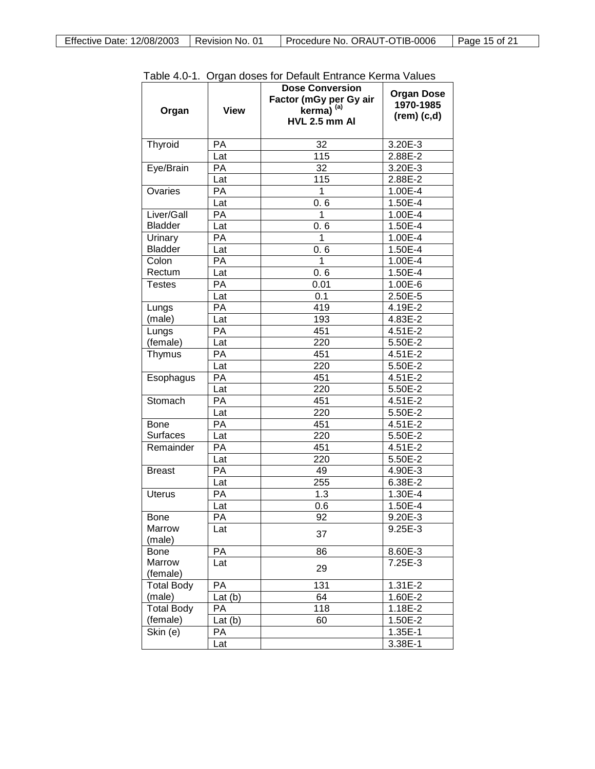Table 4.0-1. Organ doses for Default Entrance Kerma Values

| Organ | View | Dose Conversion Factor (mGy per Gy air kerma) [(a)] HVL 2.5 mm Al | Organ Dose 1970-1985 (rem) (c,d) |
|---|---|---|---|
| Thyroid | PA | 32 | 3.20E-3 |
| | Lat | 115 | 2.88E-2 |
| Eye/Brain | PA | 32 | 3.20E-3 |
| | Lat | 115 | 2.88E-2 |
| Ovaries | PA | 1 | 1.00E-4 |
| | Lat | 0. 6 | 1.50E-4 |
| Liver/Gall Bladder | PA | 1 | 1.00E-4 |
| | Lat | 0. 6 | 1.50E-4 |
| Urinary Bladder | PA | 1 | 1.00E-4 |
| | Lat | 0. 6 | 1.50E-4 |
| Colon Rectum | PA | 1 | 1.00E-4 |
| | Lat | 0. 6 | 1.50E-4 |
| Testes | PA | 0.01 | 1.00E-6 |
| | Lat | 0.1 | 2.50E-5 |
| Lungs (male) | PA | 419 | 4.19E-2 |
| | Lat | 193 | 4.83E-2 |
| Lungs (female) | PA | 451 | 4.51E-2 |
| | Lat | 220 | 5.50E-2 |
| Thymus | PA | 451 | 4.51E-2 |
| | Lat | 220 | 5.50E-2 |
| Esophagus | PA | 451 | 4.51E-2 |
| | Lat | 220 | 5.50E-2 |
| Stomach | PA | 451 | 4.51E-2 |
| | Lat | 220 | 5.50E-2 |
| Bone Surfaces | PA | 451 | 4.51E-2 |
| | Lat | 220 | 5.50E-2 |
| Remainder | PA | 451 | 4.51E-2 |
| | Lat | 220 | 5.50E-2 |
| Breast | PA | 49 | 4.90E-3 |
| | Lat | 255 | 6.38E-2 |
| Uterus | PA | 1.3 | 1.30E-4 |
| | Lat | 0.6 | 1.50E-4 |
| Bone Marrow (male) | PA | 92 | 9.20E-3 |
| | Lat | 37 | 9.25E-3 |
| Bone Marrow (female) | PA | 86 | 8.60E-3 |
| | Lat | 29 | 7.25E-3 |
| Total Body (male) | PA | 131 | 1.31E-2 |
| | Lat (b) | 64 | 1.60E-2 |
| Total Body (female) | PA | 118 | 1.18E-2 |
| | Lat (b) | 60 | 1.50E-2 |
| Skin (e) | PA | | 1.35E-1 |
| | Lat | | 3.38E-1 |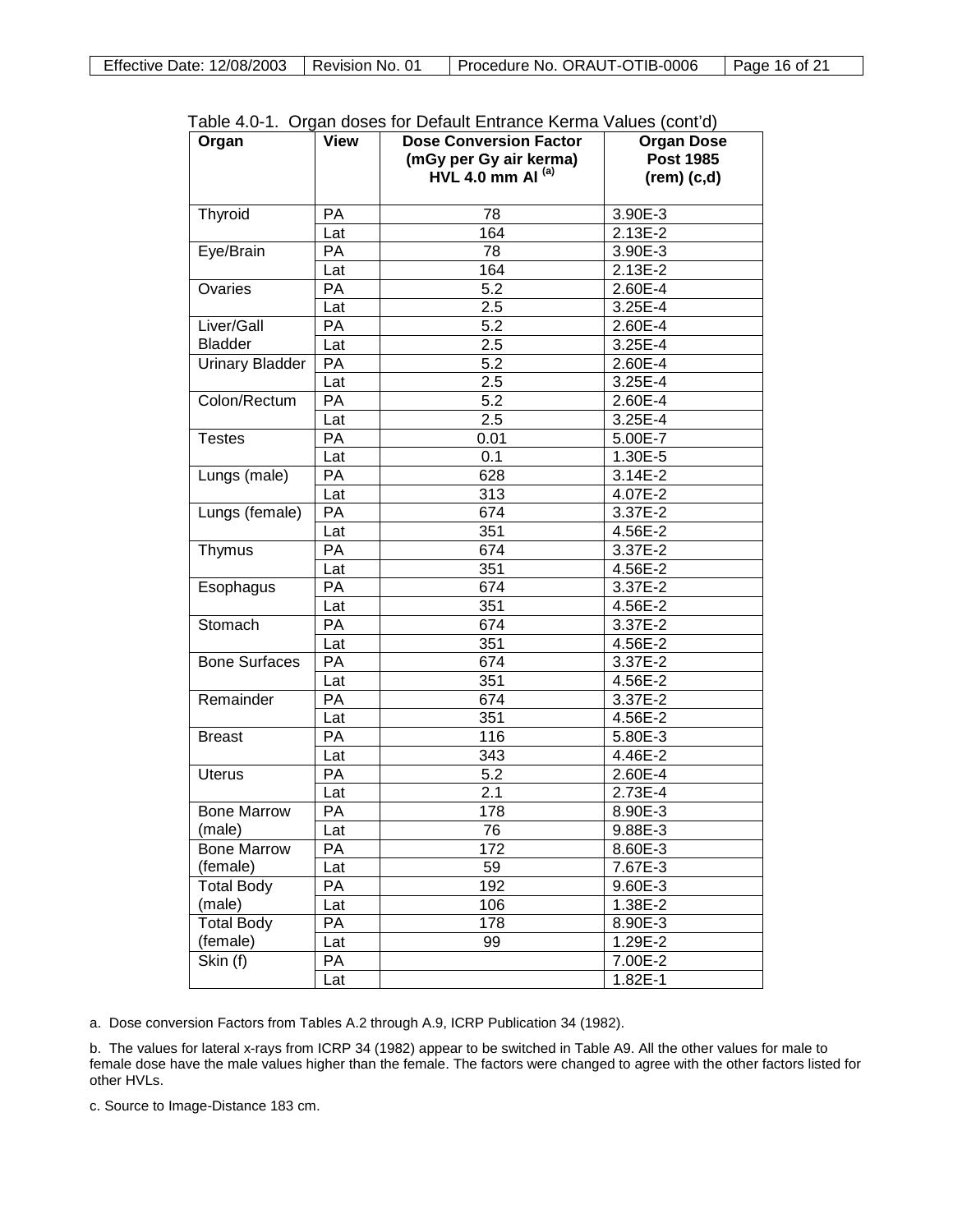Table 4.0-1. Organ doses for Default Entrance Kerma Values (cont'd)

| Organ | View | Dose Conversion Factor (mGy per Gy air kerma) HVL 4.0 mm Al [(a)] | Organ Dose Post 1985 (rem) (c,d) |
|---|---|---|---|
| Thyroid | PA | 78 | 3.90E-3 |
| | Lat | 164 | 2.13E-2 |
| Eye/Brain | PA | 78 | 3.90E-3 |
| | Lat | 164 | 2.13E-2 |
| Ovaries | PA | 5.2 | 2.60E-4 |
| | Lat | 2.5 | 3.25E-4 |
| Liver/Gall Bladder | PA | 5.2 | 2.60E-4 |
| | Lat | 2.5 | 3.25E-4 |
| Urinary Bladder | PA | 5.2 | 2.60E-4 |
| | Lat | 2.5 | 3.25E-4 |
| Colon/Rectum | PA | 5.2 | 2.60E-4 |
| | Lat | 2.5 | 3.25E-4 |
| Testes | PA | 0.01 | 5.00E-7 |
| | Lat | 0.1 | 1.30E-5 |
| Lungs (male) | PA | 628 | 3.14E-2 |
| | Lat | 313 | 4.07E-2 |
| Lungs (female) | PA | 674 | 3.37E-2 |
| | Lat | 351 | 4.56E-2 |
| Thymus | PA | 674 | 3.37E-2 |
| | Lat | 351 | 4.56E-2 |
| Esophagus | PA | 674 | 3.37E-2 |
| | Lat | 351 | 4.56E-2 |
| Stomach | PA | 674 | 3.37E-2 |
| | Lat | 351 | 4.56E-2 |
| Bone Surfaces | PA | 674 | 3.37E-2 |
| | Lat | 351 | 4.56E-2 |
| Remainder | PA | 674 | 3.37E-2 |
| | Lat | 351 | 4.56E-2 |
| Breast | PA | 116 | 5.80E-3 |
| | Lat | 343 | 4.46E-2 |
| Uterus | PA | 5.2 | 2.60E-4 |
| | Lat | 2.1 | 2.73E-4 |
| Bone Marrow (male) | PA | 178 | 8.90E-3 |
| | Lat | 76 | 9.88E-3 |
| Bone Marrow (female) | PA | 172 | 8.60E-3 |
| | Lat | 59 | 7.67E-3 |
| Total Body (male) | PA | 192 | 9.60E-3 |
| | Lat | 106 | 1.38E-2 |
| Total Body (female) | PA | 178 | 8.90E-3 |
| | Lat | 99 | 1.29E-2 |
| Skin (f) | PA | | 7.00E-2 |
| | Lat | | 1.82E-1 |

a. Dose conversion Factors from Tables A.2 through A.9, ICRP Publication 34 (1982).

b. The values for lateral x-rays from ICRP 34 (1982) appear to be switched in Table A9. All the other values for male to female dose have the male values higher than the female. The factors were changed to agree with the other factors listed for other HVLs.

c. Source to Image-Distance 183 cm.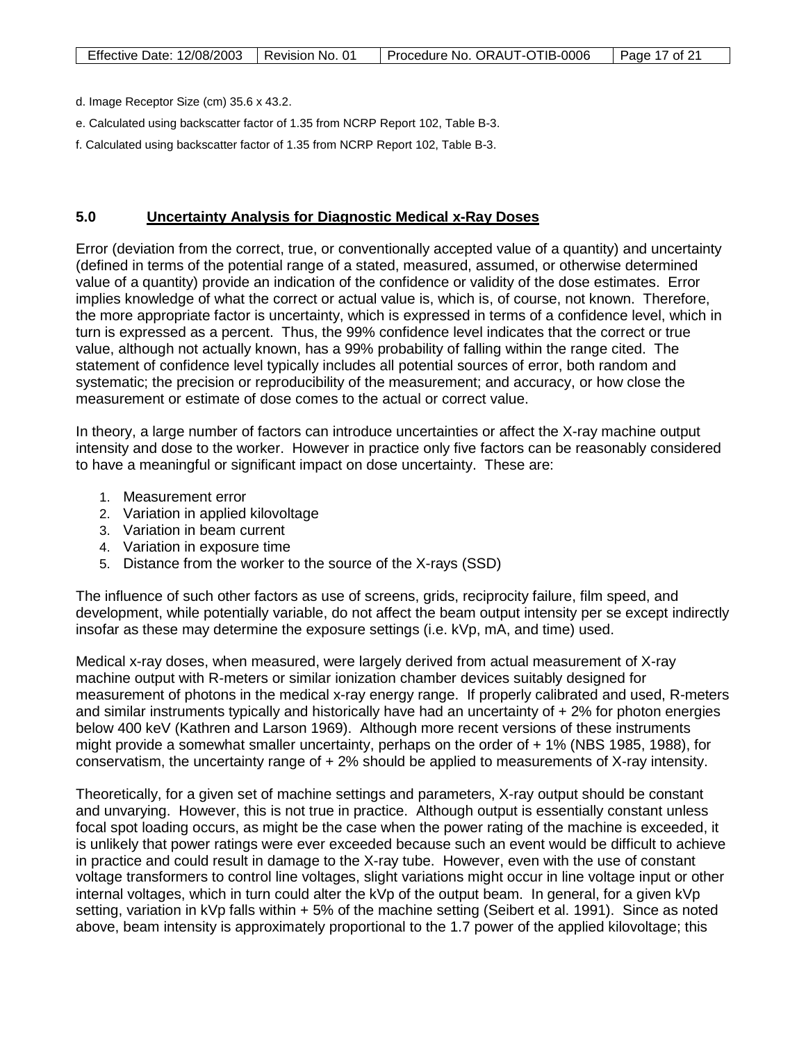d. Image Receptor Size (cm) 35.6 x 43.2.

e. Calculated using backscatter factor of 1.35 from NCRP Report 102, Table B-3.

f. Calculated using backscatter factor of 1.35 from NCRP Report 102, Table B-3.

## 5.0 Uncertainty Analysis for Diagnostic Medical x-Ray Doses

Error (deviation from the correct, true, or conventionally accepted value of a quantity) and uncertainty (defined in terms of the potential range of a stated, measured, assumed, or otherwise determined value of a quantity) provide an indication of the confidence or validity of the dose estimates. Error implies knowledge of what the correct or actual value is, which is, of course, not known. Therefore, the more appropriate factor is uncertainty, which is expressed in terms of a confidence level, which in turn is expressed as a percent. Thus, the 99% confidence level indicates that the correct or true value, although not actually known, has a 99% probability of falling within the range cited. The statement of confidence level typically includes all potential sources of error, both random and systematic; the precision or reproducibility of the measurement; and accuracy, or how close the measurement or estimate of dose comes to the actual or correct value.

In theory, a large number of factors can introduce uncertainties or affect the X-ray machine output intensity and dose to the worker. However in practice only five factors can be reasonably considered to have a meaningful or significant impact on dose uncertainty. These are:

1. Measurement error
2. Variation in applied kilovoltage
3. Variation in beam current
4. Variation in exposure time
5. Distance from the worker to the source of the X-rays (SSD)

The influence of such other factors as use of screens, grids, reciprocity failure, film speed, and development, while potentially variable, do not affect the beam output intensity per se except indirectly insofar as these may determine the exposure settings (i.e. kVp, mA, and time) used.

Medical x-ray doses, when measured, were largely derived from actual measurement of X-ray machine output with R-meters or similar ionization chamber devices suitably designed for measurement of photons in the medical x-ray energy range. If properly calibrated and used, R-meters and similar instruments typically and historically have had an uncertainty of + 2% for photon energies below 400 keV (Kathren and Larson 1969). Although more recent versions of these instruments might provide a somewhat smaller uncertainty, perhaps on the order of + 1% (NBS 1985, 1988), for conservatism, the uncertainty range of + 2% should be applied to measurements of X-ray intensity.

Theoretically, for a given set of machine settings and parameters, X-ray output should be constant and unvarying. However, this is not true in practice. Although output is essentially constant unless focal spot loading occurs, as might be the case when the power rating of the machine is exceeded, it is unlikely that power ratings were ever exceeded because such an event would be difficult to achieve in practice and could result in damage to the X-ray tube. However, even with the use of constant voltage transformers to control line voltages, slight variations might occur in line voltage input or other internal voltages, which in turn could alter the kVp of the output beam. In general, for a given kVp setting, variation in kVp falls within + 5% of the machine setting (Seibert et al. 1991). Since as noted above, beam intensity is approximately proportional to the 1.7 power of the applied kilovoltage; this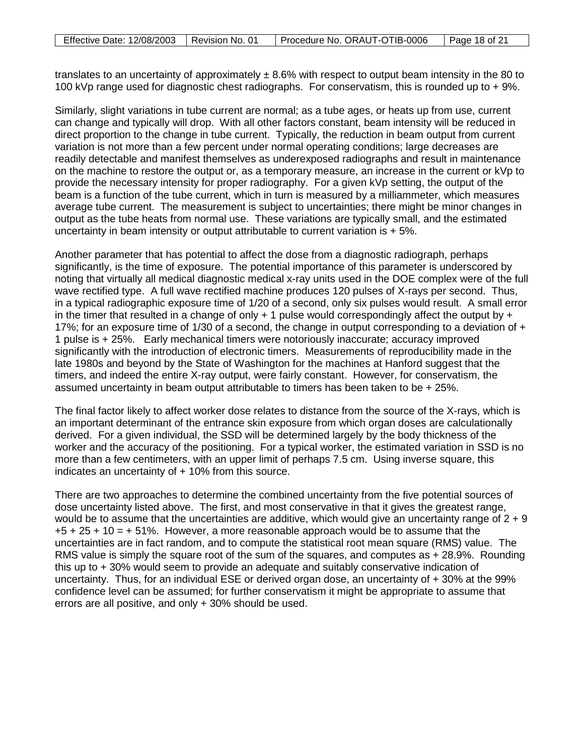translates to an uncertainty of approximately ± 8.6% with respect to output beam intensity in the 80 to 100 kVp range used for diagnostic chest radiographs. For conservatism, this is rounded up to + 9%.

Similarly, slight variations in tube current are normal; as a tube ages, or heats up from use, current can change and typically will drop. With all other factors constant, beam intensity will be reduced in direct proportion to the change in tube current. Typically, the reduction in beam output from current variation is not more than a few percent under normal operating conditions; large decreases are readily detectable and manifest themselves as underexposed radiographs and result in maintenance on the machine to restore the output or, as a temporary measure, an increase in the current or kVp to provide the necessary intensity for proper radiography. For a given kVp setting, the output of the beam is a function of the tube current, which in turn is measured by a milliammeter, which measures average tube current. The measurement is subject to uncertainties; there might be minor changes in output as the tube heats from normal use. These variations are typically small, and the estimated uncertainty in beam intensity or output attributable to current variation is + 5%.

Another parameter that has potential to affect the dose from a diagnostic radiograph, perhaps significantly, is the time of exposure. The potential importance of this parameter is underscored by noting that virtually all medical diagnostic medical x-ray units used in the DOE complex were of the full wave rectified type. A full wave rectified machine produces 120 pulses of X-rays per second. Thus, in a typical radiographic exposure time of 1/20 of a second, only six pulses would result. A small error in the timer that resulted in a change of only + 1 pulse would correspondingly affect the output by + 17%; for an exposure time of 1/30 of a second, the change in output corresponding to a deviation of + 1 pulse is + 25%. Early mechanical timers were notoriously inaccurate; accuracy improved significantly with the introduction of electronic timers. Measurements of reproducibility made in the late 1980s and beyond by the State of Washington for the machines at Hanford suggest that the timers, and indeed the entire X-ray output, were fairly constant. However, for conservatism, the assumed uncertainty in beam output attributable to timers has been taken to be + 25%.

The final factor likely to affect worker dose relates to distance from the source of the X-rays, which is an important determinant of the entrance skin exposure from which organ doses are calculationally derived. For a given individual, the SSD will be determined largely by the body thickness of the worker and the accuracy of the positioning. For a typical worker, the estimated variation in SSD is no more than a few centimeters, with an upper limit of perhaps 7.5 cm. Using inverse square, this indicates an uncertainty of + 10% from this source.

There are two approaches to determine the combined uncertainty from the five potential sources of dose uncertainty listed above. The first, and most conservative in that it gives the greatest range, would be to assume that the uncertainties are additive, which would give an uncertainty range of 2 + 9 +5 + 25 + 10 = + 51%. However, a more reasonable approach would be to assume that the uncertainties are in fact random, and to compute the statistical root mean square (RMS) value. The RMS value is simply the square root of the sum of the squares, and computes as + 28.9%. Rounding this up to + 30% would seem to provide an adequate and suitably conservative indication of uncertainty. Thus, for an individual ESE or derived organ dose, an uncertainty of + 30% at the 99% confidence level can be assumed; for further conservatism it might be appropriate to assume that errors are all positive, and only + 30% should be used.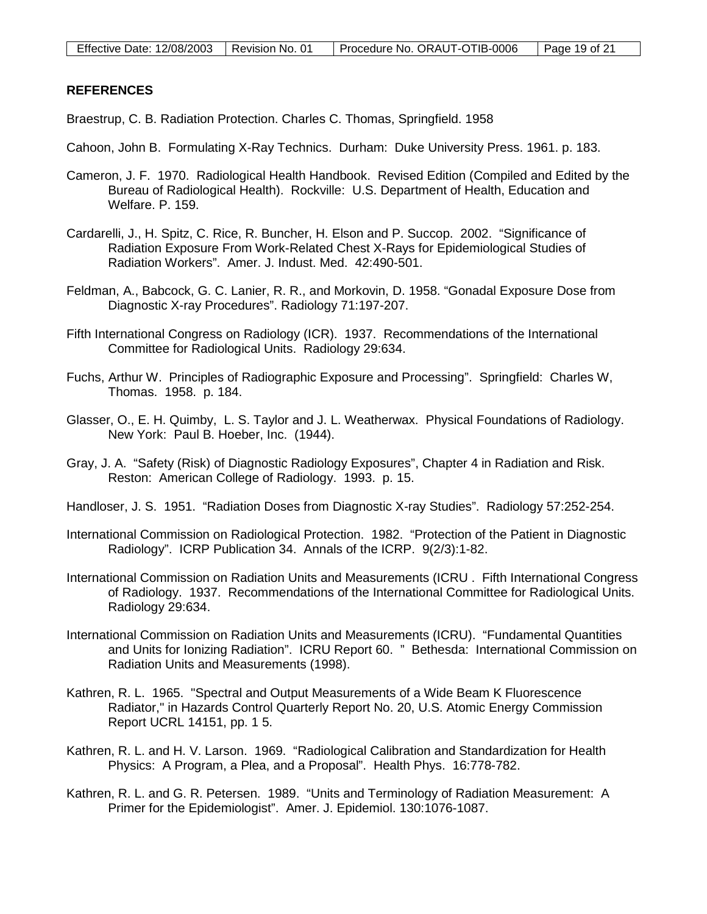## REFERENCES

Braestrup, C. B. Radiation Protection. Charles C. Thomas, Springfield. 1958

Cahoon, John B. Formulating X-Ray Technics. Durham: Duke University Press. 1961. p. 183.

Cameron, J. F. 1970. Radiological Health Handbook. Revised Edition (Compiled and Edited by the Bureau of Radiological Health). Rockville: U.S. Department of Health, Education and Welfare. P. 159.

Cardarelli, J., H. Spitz, C. Rice, R. Buncher, H. Elson and P. Succop. 2002. "Significance of Radiation Exposure From Work-Related Chest X-Rays for Epidemiological Studies of Radiation Workers". Amer. J. Indust. Med. 42:490-501.

Feldman, A., Babcock, G. C. Lanier, R. R., and Morkovin, D. 1958. "Gonadal Exposure Dose from Diagnostic X-ray Procedures". Radiology 71:197-207.

Fifth International Congress on Radiology (ICR). 1937. Recommendations of the International Committee for Radiological Units. Radiology 29:634.

Fuchs, Arthur W. Principles of Radiographic Exposure and Processing". Springfield: Charles W, Thomas. 1958. p. 184.

Glasser, O., E. H. Quimby, L. S. Taylor and J. L. Weatherwax. Physical Foundations of Radiology. New York: Paul B. Hoeber, Inc. (1944).

Gray, J. A. "Safety (Risk) of Diagnostic Radiology Exposures", Chapter 4 in Radiation and Risk. Reston: American College of Radiology. 1993. p. 15.

Handloser, J. S. 1951. "Radiation Doses from Diagnostic X-ray Studies". Radiology 57:252-254.

International Commission on Radiological Protection. 1982. "Protection of the Patient in Diagnostic Radiology". ICRP Publication 34. Annals of the ICRP. 9(2/3):1-82.

International Commission on Radiation Units and Measurements (ICRU . Fifth International Congress of Radiology. 1937. Recommendations of the International Committee for Radiological Units. Radiology 29:634.

International Commission on Radiation Units and Measurements (ICRU). "Fundamental Quantities and Units for Ionizing Radiation". ICRU Report 60. " Bethesda: International Commission on Radiation Units and Measurements (1998).

Kathren, R. L. 1965. "Spectral and Output Measurements of a Wide Beam K Fluorescence Radiator," in Hazards Control Quarterly Report No. 20, U.S. Atomic Energy Commission Report UCRL 14151, pp. 1 5.

Kathren, R. L. and H. V. Larson. 1969. "Radiological Calibration and Standardization for Health Physics: A Program, a Plea, and a Proposal". Health Phys. 16:778-782.

Kathren, R. L. and G. R. Petersen. 1989. "Units and Terminology of Radiation Measurement: A Primer for the Epidemiologist". Amer. J. Epidemiol. 130:1076-1087.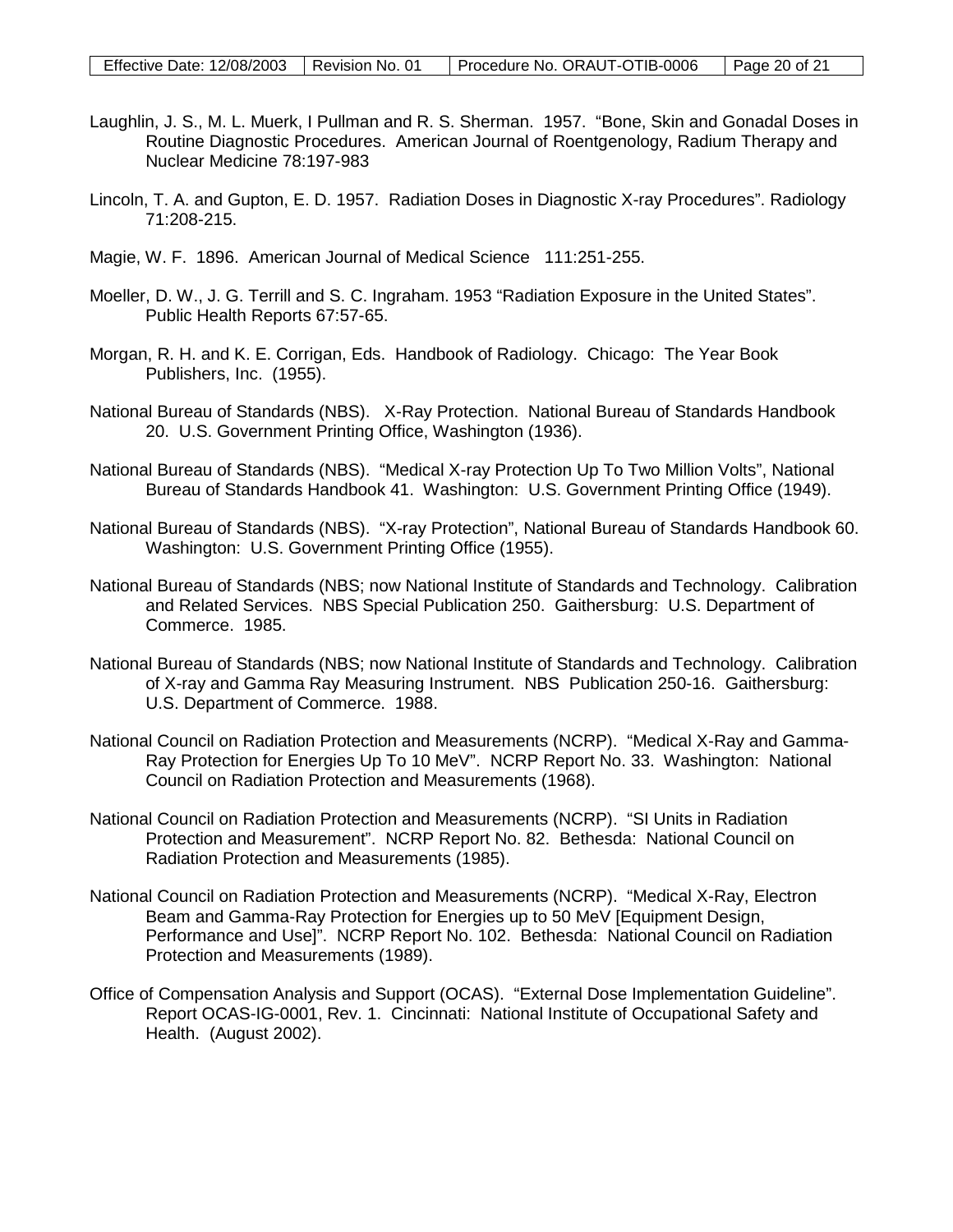Laughlin, J. S., M. L. Muerk, I Pullman and R. S. Sherman. 1957. "Bone, Skin and Gonadal Doses in Routine Diagnostic Procedures. American Journal of Roentgenology, Radium Therapy and Nuclear Medicine 78:197-983

Lincoln, T. A. and Gupton, E. D. 1957. Radiation Doses in Diagnostic X-ray Procedures". Radiology 71:208-215.

Magie, W. F. 1896. American Journal of Medical Science 111:251-255.

Moeller, D. W., J. G. Terrill and S. C. Ingraham. 1953 "Radiation Exposure in the United States". Public Health Reports 67:57-65.

Morgan, R. H. and K. E. Corrigan, Eds. Handbook of Radiology. Chicago: The Year Book Publishers, Inc. (1955).

National Bureau of Standards (NBS). X-Ray Protection. National Bureau of Standards Handbook 20. U.S. Government Printing Office, Washington (1936).

National Bureau of Standards (NBS). "Medical X-ray Protection Up To Two Million Volts", National Bureau of Standards Handbook 41. Washington: U.S. Government Printing Office (1949).

National Bureau of Standards (NBS). "X-ray Protection", National Bureau of Standards Handbook 60. Washington: U.S. Government Printing Office (1955).

National Bureau of Standards (NBS; now National Institute of Standards and Technology. Calibration and Related Services. NBS Special Publication 250. Gaithersburg: U.S. Department of Commerce. 1985.

National Bureau of Standards (NBS; now National Institute of Standards and Technology. Calibration of X-ray and Gamma Ray Measuring Instrument. NBS Publication 250-16. Gaithersburg: U.S. Department of Commerce. 1988.

National Council on Radiation Protection and Measurements (NCRP). "Medical X-Ray and Gamma-Ray Protection for Energies Up To 10 MeV". NCRP Report No. 33. Washington: National Council on Radiation Protection and Measurements (1968).

National Council on Radiation Protection and Measurements (NCRP). "SI Units in Radiation Protection and Measurement". NCRP Report No. 82. Bethesda: National Council on Radiation Protection and Measurements (1985).

National Council on Radiation Protection and Measurements (NCRP). "Medical X-Ray, Electron Beam and Gamma-Ray Protection for Energies up to 50 MeV [Equipment Design, Performance and Use]". NCRP Report No. 102. Bethesda: National Council on Radiation Protection and Measurements (1989).

Office of Compensation Analysis and Support (OCAS). "External Dose Implementation Guideline". Report OCAS-IG-0001, Rev. 1. Cincinnati: National Institute of Occupational Safety and Health. (August 2002).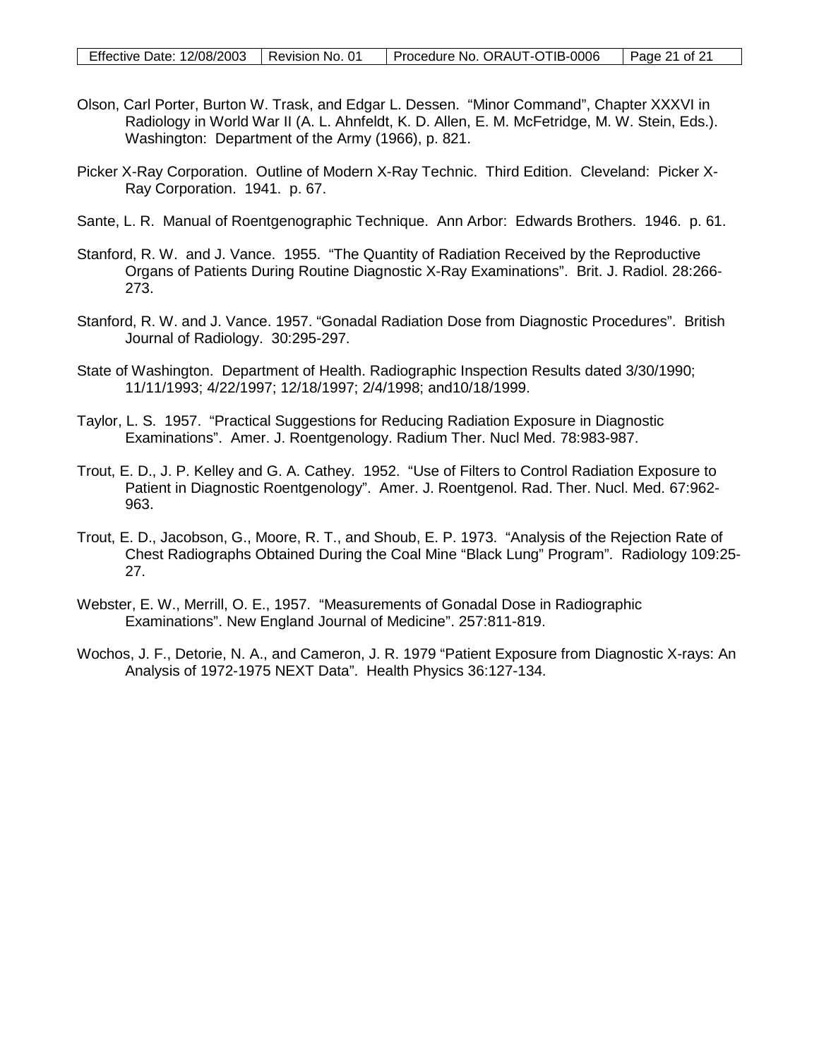Olson, Carl Porter, Burton W. Trask, and Edgar L. Dessen. "Minor Command", Chapter XXXVI in Radiology in World War II (A. L. Ahnfeldt, K. D. Allen, E. M. McFetridge, M. W. Stein, Eds.). Washington: Department of the Army (1966), p. 821.

Picker X-Ray Corporation. Outline of Modern X-Ray Technic. Third Edition. Cleveland: Picker X-Ray Corporation. 1941. p. 67.

Sante, L. R. Manual of Roentgenographic Technique. Ann Arbor: Edwards Brothers. 1946. p. 61.

Stanford, R. W. and J. Vance. 1955. "The Quantity of Radiation Received by the Reproductive Organs of Patients During Routine Diagnostic X-Ray Examinations". Brit. J. Radiol. 28:266-273.

Stanford, R. W. and J. Vance. 1957. "Gonadal Radiation Dose from Diagnostic Procedures". British Journal of Radiology. 30:295-297.

State of Washington. Department of Health. Radiographic Inspection Results dated 3/30/1990; 11/11/1993; 4/22/1997; 12/18/1997; 2/4/1998; and10/18/1999.

Taylor, L. S. 1957. "Practical Suggestions for Reducing Radiation Exposure in Diagnostic Examinations". Amer. J. Roentgenology. Radium Ther. Nucl Med. 78:983-987.

Trout, E. D., J. P. Kelley and G. A. Cathey. 1952. "Use of Filters to Control Radiation Exposure to Patient in Diagnostic Roentgenology". Amer. J. Roentgenol. Rad. Ther. Nucl. Med. 67:962-963.

Trout, E. D., Jacobson, G., Moore, R. T., and Shoub, E. P. 1973. "Analysis of the Rejection Rate of Chest Radiographs Obtained During the Coal Mine "Black Lung" Program". Radiology 109:25-27.

Webster, E. W., Merrill, O. E., 1957. "Measurements of Gonadal Dose in Radiographic Examinations". New England Journal of Medicine". 257:811-819.

Wochos, J. F., Detorie, N. A., and Cameron, J. R. 1979 "Patient Exposure from Diagnostic X-rays: An Analysis of 1972-1975 NEXT Data". Health Physics 36:127-134.